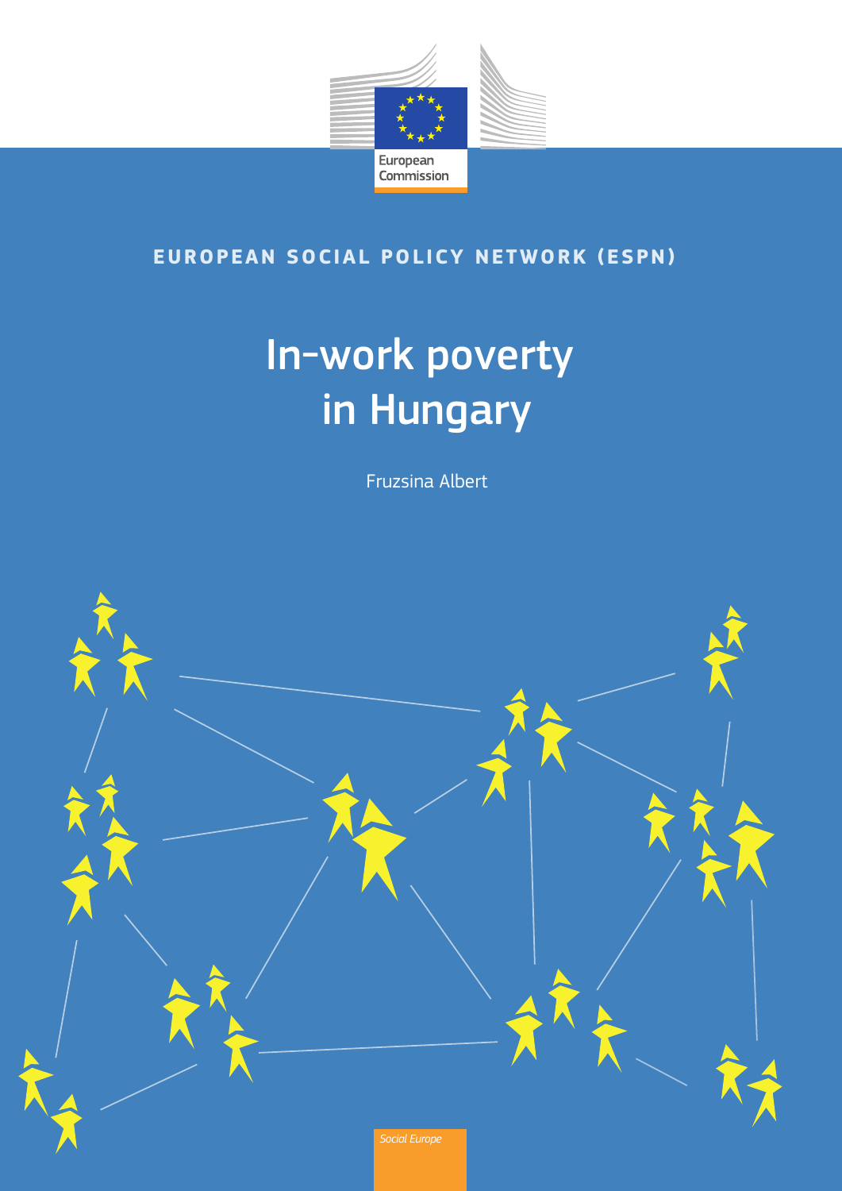European Commission

EUROPEAN SOCIAL POLICY NETWORK (ESPN)

# In-work poverty in Hungary

Fruzsina Albert

*Social Europe*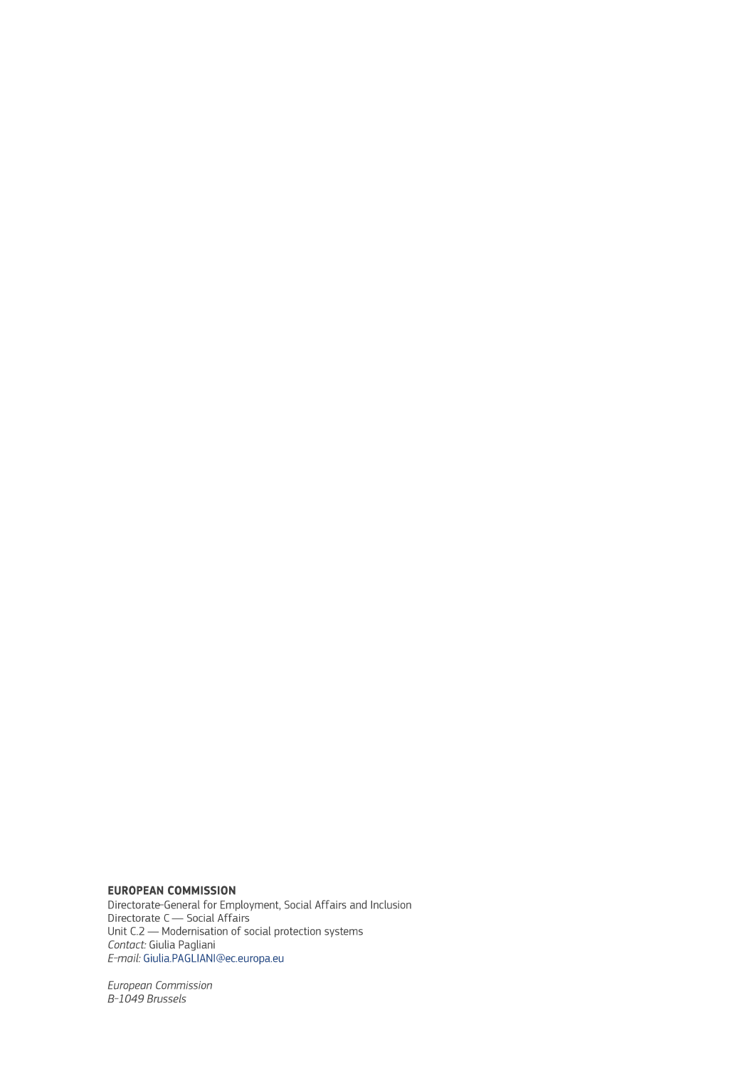**EUROPEAN COMMISSION**
Directorate-General for Employment, Social Affairs and Inclusion
Directorate C — Social Affairs
Unit C.2 — Modernisation of social protection systems
*Contact:* Giulia Pagliani
*E-mail:* Giulia.PAGLIANI@ec.europa.eu

*European Commission*
*B-1049 Brussels*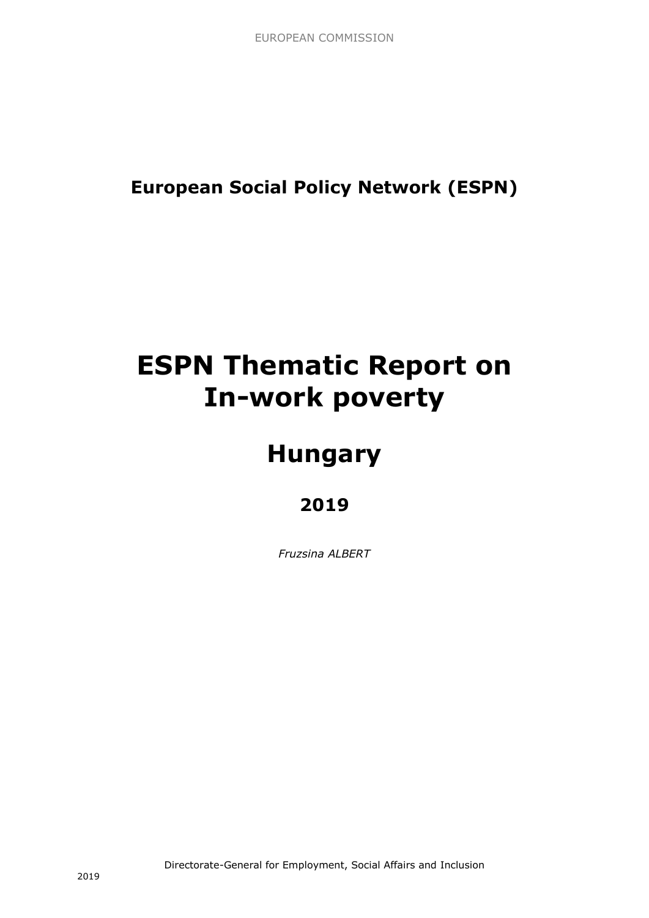EUROPEAN COMMISSION

**European Social Policy Network (ESPN)**

# ESPN Thematic Report on In-work poverty

# Hungary

## 2019

*Fruzsina ALBERT*

Directorate-General for Employment, Social Affairs and Inclusion

2019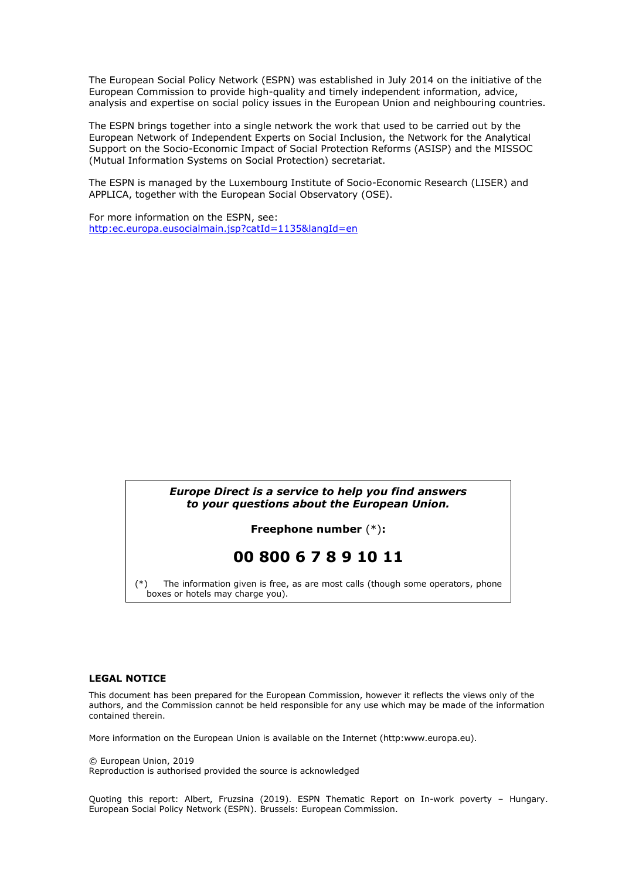The European Social Policy Network (ESPN) was established in July 2014 on the initiative of the European Commission to provide high-quality and timely independent information, advice, analysis and expertise on social policy issues in the European Union and neighbouring countries.

The ESPN brings together into a single network the work that used to be carried out by the European Network of Independent Experts on Social Inclusion, the Network for the Analytical Support on the Socio-Economic Impact of Social Protection Reforms (ASISP) and the MISSOC (Mutual Information Systems on Social Protection) secretariat.

The ESPN is managed by the Luxembourg Institute of Socio-Economic Research (LISER) and APPLICA, together with the European Social Observatory (OSE).

For more information on the ESPN, see:
[http:ec.europa.eusocialmain.jsp?catId=1135&langId=en](http:ec.europa.eusocialmain.jsp?catId=1135&langId=en)

> ***Europe Direct is a service to help you find answers to your questions about the European Union.***
>
> **Freephone number** (*)**:**
>
> ## 00 800 6 7 8 9 10 11
>
> (*) The information given is free, as are most calls (though some operators, phone boxes or hotels may charge you).

**LEGAL NOTICE**

This document has been prepared for the European Commission, however it reflects the views only of the authors, and the Commission cannot be held responsible for any use which may be made of the information contained therein.

More information on the European Union is available on the Internet (http:www.europa.eu).

© European Union, 2019
Reproduction is authorised provided the source is acknowledged

Quoting this report: Albert, Fruzsina (2019). ESPN Thematic Report on In-work poverty – Hungary. European Social Policy Network (ESPN). Brussels: European Commission.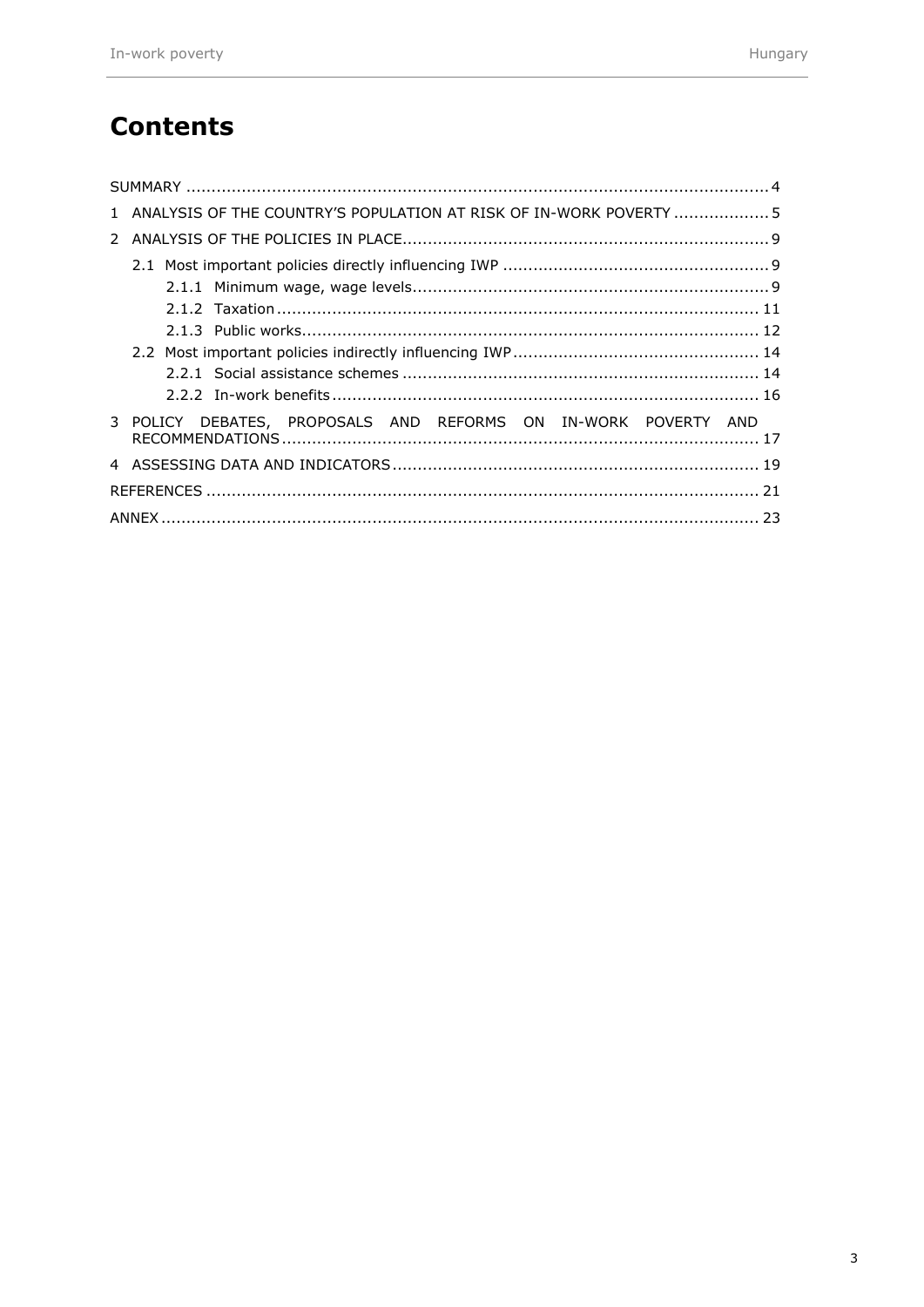# Contents

SUMMARY ..................................................................................................................... 4

1 ANALYSIS OF THE COUNTRY'S POPULATION AT RISK OF IN-WORK POVERTY ................... 5

2 ANALYSIS OF THE POLICIES IN PLACE......................................................................... 9

- 2.1 Most important policies directly influencing IWP ..................................................... 9
  - 2.1.1 Minimum wage, wage levels....................................................................... 9
  - 2.1.2 Taxation ................................................................................................ 11
  - 2.1.3 Public works............................................................................................ 12
- 2.2 Most important policies indirectly influencing IWP ................................................. 14
  - 2.2.1 Social assistance schemes ....................................................................... 14
  - 2.2.2 In-work benefits ..................................................................................... 16

3 POLICY DEBATES, PROPOSALS AND REFORMS ON IN-WORK POVERTY AND RECOMMENDATIONS ................................................................................................ 17

4 ASSESSING DATA AND INDICATORS ......................................................................... 19

REFERENCES ................................................................................................................ 21

ANNEX ......................................................................................................................... 23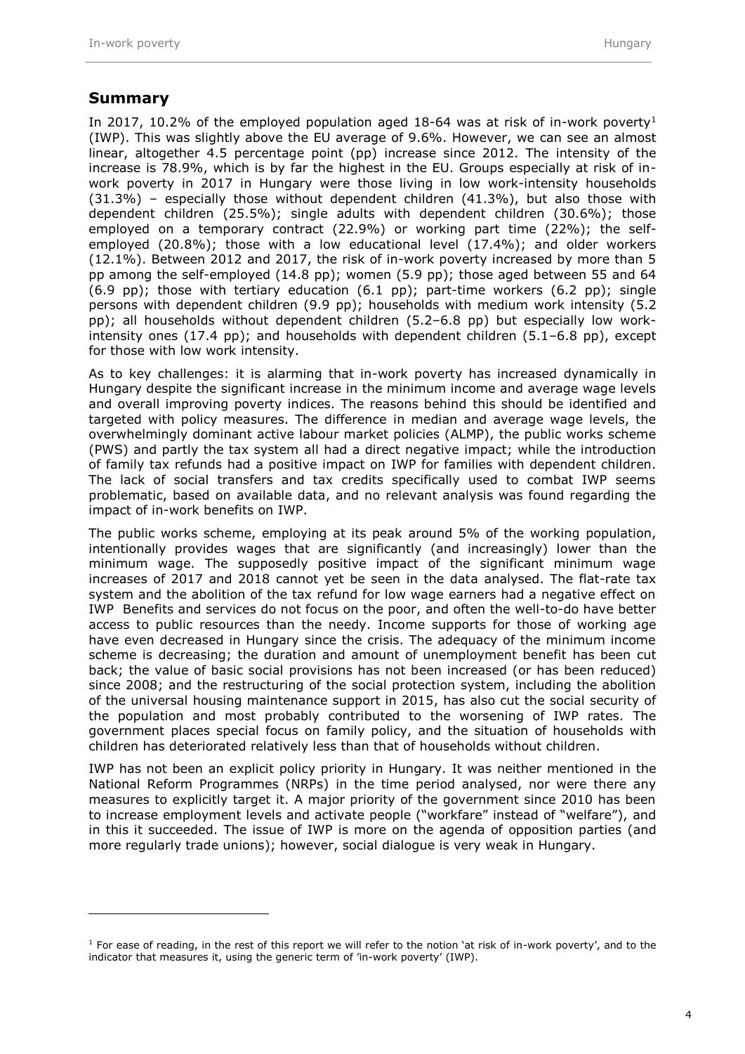## Summary

In 2017, 10.2% of the employed population aged 18-64 was at risk of in-work poverty[1] (IWP). This was slightly above the EU average of 9.6%. However, we can see an almost linear, altogether 4.5 percentage point (pp) increase since 2012. The intensity of the increase is 78.9%, which is by far the highest in the EU. Groups especially at risk of in-work poverty in 2017 in Hungary were those living in low work-intensity households (31.3%) – especially those without dependent children (41.3%), but also those with dependent children (25.5%); single adults with dependent children (30.6%); those employed on a temporary contract (22.9%) or working part time (22%); the self-employed (20.8%); those with a low educational level (17.4%); and older workers (12.1%). Between 2012 and 2017, the risk of in-work poverty increased by more than 5 pp among the self-employed (14.8 pp); women (5.9 pp); those aged between 55 and 64 (6.9 pp); those with tertiary education (6.1 pp); part-time workers (6.2 pp); single persons with dependent children (9.9 pp); households with medium work intensity (5.2 pp); all households without dependent children (5.2–6.8 pp) but especially low work-intensity ones (17.4 pp); and households with dependent children (5.1–6.8 pp), except for those with low work intensity.

As to key challenges: it is alarming that in-work poverty has increased dynamically in Hungary despite the significant increase in the minimum income and average wage levels and overall improving poverty indices. The reasons behind this should be identified and targeted with policy measures. The difference in median and average wage levels, the overwhelmingly dominant active labour market policies (ALMP), the public works scheme (PWS) and partly the tax system all had a direct negative impact; while the introduction of family tax refunds had a positive impact on IWP for families with dependent children. The lack of social transfers and tax credits specifically used to combat IWP seems problematic, based on available data, and no relevant analysis was found regarding the impact of in-work benefits on IWP.

The public works scheme, employing at its peak around 5% of the working population, intentionally provides wages that are significantly (and increasingly) lower than the minimum wage. The supposedly positive impact of the significant minimum wage increases of 2017 and 2018 cannot yet be seen in the data analysed. The flat-rate tax system and the abolition of the tax refund for low wage earners had a negative effect on IWP Benefits and services do not focus on the poor, and often the well-to-do have better access to public resources than the needy. Income supports for those of working age have even decreased in Hungary since the crisis. The adequacy of the minimum income scheme is decreasing; the duration and amount of unemployment benefit has been cut back; the value of basic social provisions has not been increased (or has been reduced) since 2008; and the restructuring of the social protection system, including the abolition of the universal housing maintenance support in 2015, has also cut the social security of the population and most probably contributed to the worsening of IWP rates. The government places special focus on family policy, and the situation of households with children has deteriorated relatively less than that of households without children.

IWP has not been an explicit policy priority in Hungary. It was neither mentioned in the National Reform Programmes (NRPs) in the time period analysed, nor were there any measures to explicitly target it. A major priority of the government since 2010 has been to increase employment levels and activate people ("workfare" instead of "welfare"), and in this it succeeded. The issue of IWP is more on the agenda of opposition parties (and more regularly trade unions); however, social dialogue is very weak in Hungary.

[1] For ease of reading, in the rest of this report we will refer to the notion 'at risk of in-work poverty', and to the indicator that measures it, using the generic term of 'in-work poverty' (IWP).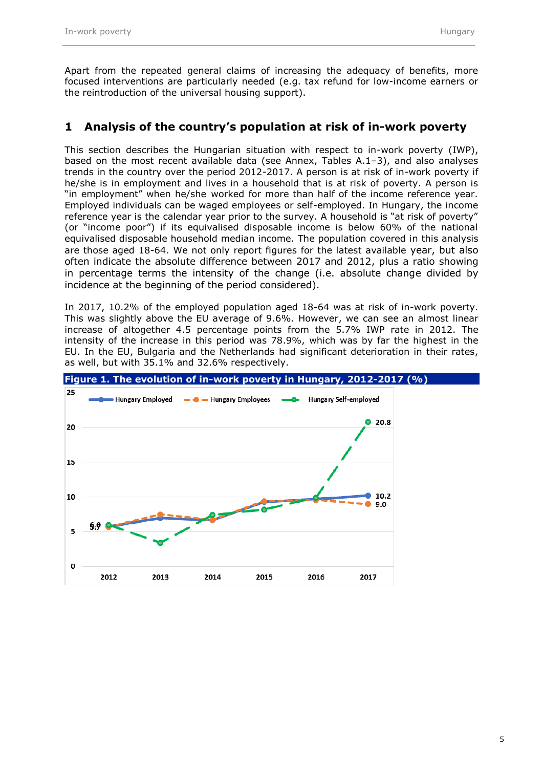Apart from the repeated general claims of increasing the adequacy of benefits, more focused interventions are particularly needed (e.g. tax refund for low-income earners or the reintroduction of the universal housing support).

## 1 Analysis of the country's population at risk of in-work poverty

This section describes the Hungarian situation with respect to in-work poverty (IWP), based on the most recent available data (see Annex, Tables A.1–3), and also analyses trends in the country over the period 2012-2017. A person is at risk of in-work poverty if he/she is in employment and lives in a household that is at risk of poverty. A person is "in employment" when he/she worked for more than half of the income reference year. Employed individuals can be waged employees or self-employed. In Hungary, the income reference year is the calendar year prior to the survey. A household is "at risk of poverty" (or "income poor") if its equivalised disposable income is below 60% of the national equivalised disposable household median income. The population covered in this analysis are those aged 18-64. We not only report figures for the latest available year, but also often indicate the absolute difference between 2017 and 2012, plus a ratio showing in percentage terms the intensity of the change (i.e. absolute change divided by incidence at the beginning of the period considered).

In 2017, 10.2% of the employed population aged 18-64 was at risk of in-work poverty. This was slightly above the EU average of 9.6%. However, we can see an almost linear increase of altogether 4.5 percentage points from the 5.7% IWP rate in 2012. The intensity of the increase in this period was 78.9%, which was by far the highest in the EU. In the EU, Bulgaria and the Netherlands had significant deterioration in their rates, as well, but with 35.1% and 32.6% respectively.

**Figure 1. The evolution of in-work poverty in Hungary, 2012-2017 (%)**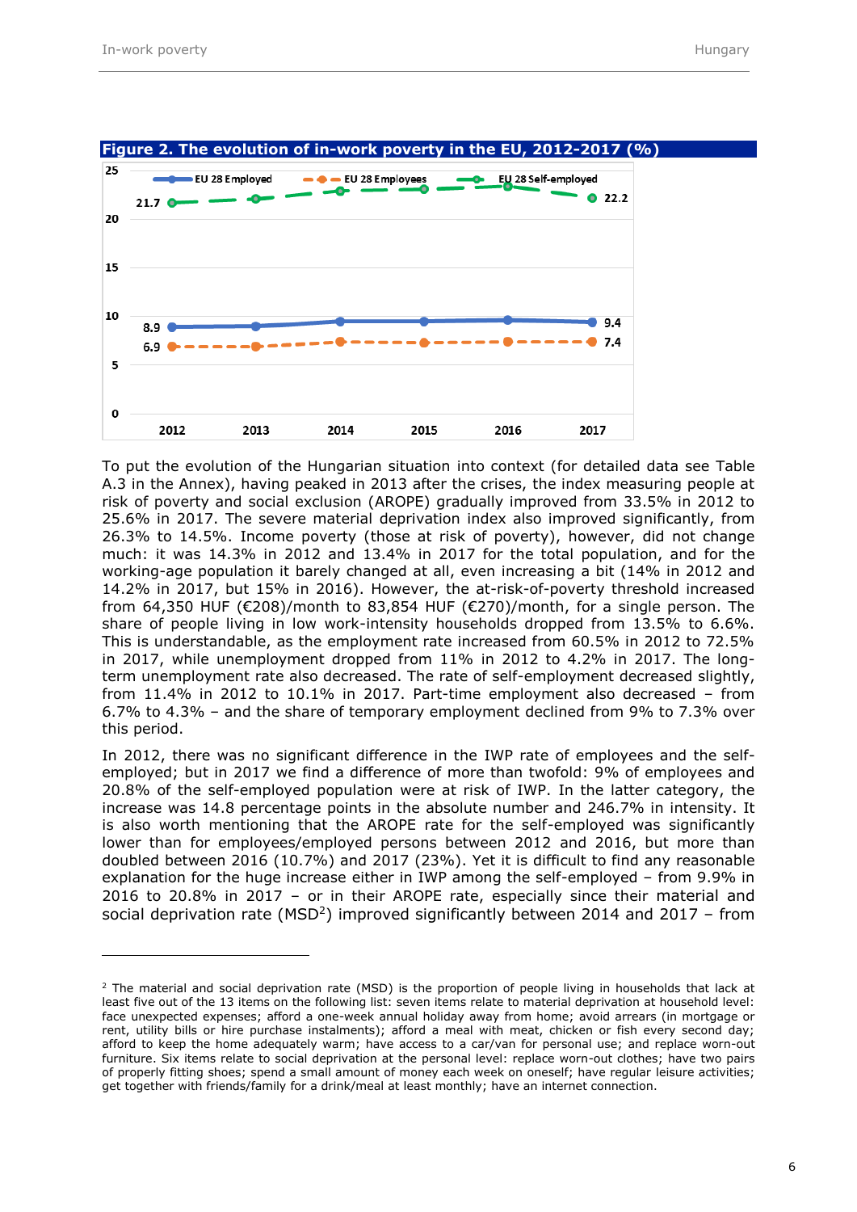**Figure 2. The evolution of in-work poverty in the EU, 2012-2017 (%)**

To put the evolution of the Hungarian situation into context (for detailed data see Table A.3 in the Annex), having peaked in 2013 after the crises, the index measuring people at risk of poverty and social exclusion (AROPE) gradually improved from 33.5% in 2012 to 25.6% in 2017. The severe material deprivation index also improved significantly, from 26.3% to 14.5%. Income poverty (those at risk of poverty), however, did not change much: it was 14.3% in 2012 and 13.4% in 2017 for the total population, and for the working-age population it barely changed at all, even increasing a bit (14% in 2012 and 14.2% in 2017, but 15% in 2016). However, the at-risk-of-poverty threshold increased from 64,350 HUF (€208)/month to 83,854 HUF (€270)/month, for a single person. The share of people living in low work-intensity households dropped from 13.5% to 6.6%. This is understandable, as the employment rate increased from 60.5% in 2012 to 72.5% in 2017, while unemployment dropped from 11% in 2012 to 4.2% in 2017. The long-term unemployment rate also decreased. The rate of self-employment decreased slightly, from 11.4% in 2012 to 10.1% in 2017. Part-time employment also decreased – from 6.7% to 4.3% – and the share of temporary employment declined from 9% to 7.3% over this period.

In 2012, there was no significant difference in the IWP rate of employees and the self-employed; but in 2017 we find a difference of more than twofold: 9% of employees and 20.8% of the self-employed population were at risk of IWP. In the latter category, the increase was 14.8 percentage points in the absolute number and 246.7% in intensity. It is also worth mentioning that the AROPE rate for the self-employed was significantly lower than for employees/employed persons between 2012 and 2016, but more than doubled between 2016 (10.7%) and 2017 (23%). Yet it is difficult to find any reasonable explanation for the huge increase either in IWP among the self-employed – from 9.9% in 2016 to 20.8% in 2017 – or in their AROPE rate, especially since their material and social deprivation rate (MSD[2]) improved significantly between 2014 and 2017 – from

[2] The material and social deprivation rate (MSD) is the proportion of people living in households that lack at least five out of the 13 items on the following list: seven items relate to material deprivation at household level: face unexpected expenses; afford a one-week annual holiday away from home; avoid arrears (in mortgage or rent, utility bills or hire purchase instalments); afford a meal with meat, chicken or fish every second day; afford to keep the home adequately warm; have access to a car/van for personal use; and replace worn-out furniture. Six items relate to social deprivation at the personal level: replace worn-out clothes; have two pairs of properly fitting shoes; spend a small amount of money each week on oneself; have regular leisure activities; get together with friends/family for a drink/meal at least monthly; have an internet connection.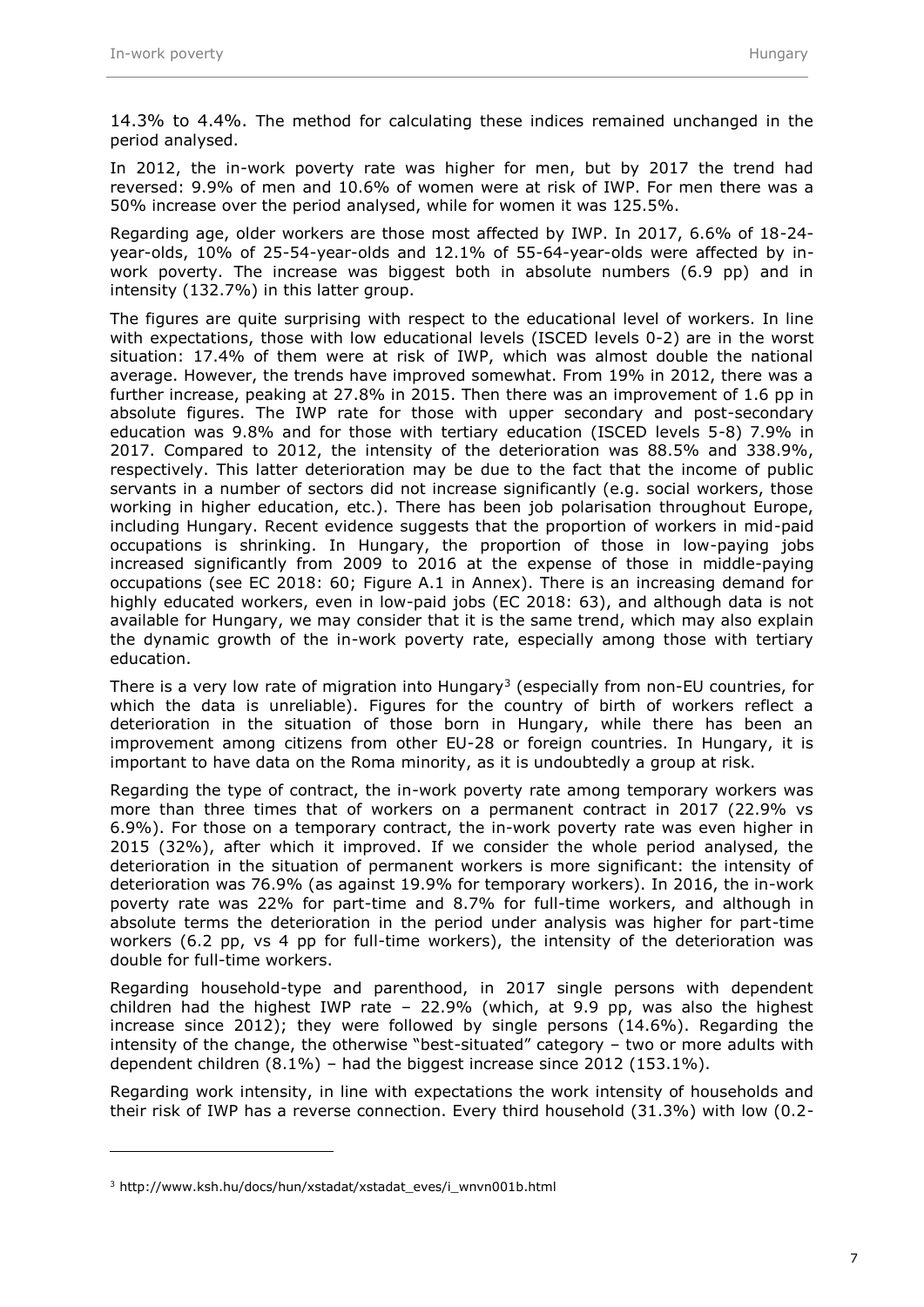14.3% to 4.4%. The method for calculating these indices remained unchanged in the period analysed.

In 2012, the in-work poverty rate was higher for men, but by 2017 the trend had reversed: 9.9% of men and 10.6% of women were at risk of IWP. For men there was a 50% increase over the period analysed, while for women it was 125.5%.

Regarding age, older workers are those most affected by IWP. In 2017, 6.6% of 18-24-year-olds, 10% of 25-54-year-olds and 12.1% of 55-64-year-olds were affected by in-work poverty. The increase was biggest both in absolute numbers (6.9 pp) and in intensity (132.7%) in this latter group.

The figures are quite surprising with respect to the educational level of workers. In line with expectations, those with low educational levels (ISCED levels 0-2) are in the worst situation: 17.4% of them were at risk of IWP, which was almost double the national average. However, the trends have improved somewhat. From 19% in 2012, there was a further increase, peaking at 27.8% in 2015. Then there was an improvement of 1.6 pp in absolute figures. The IWP rate for those with upper secondary and post-secondary education was 9.8% and for those with tertiary education (ISCED levels 5-8) 7.9% in 2017. Compared to 2012, the intensity of the deterioration was 88.5% and 338.9%, respectively. This latter deterioration may be due to the fact that the income of public servants in a number of sectors did not increase significantly (e.g. social workers, those working in higher education, etc.). There has been job polarisation throughout Europe, including Hungary. Recent evidence suggests that the proportion of workers in mid-paid occupations is shrinking. In Hungary, the proportion of those in low-paying jobs increased significantly from 2009 to 2016 at the expense of those in middle-paying occupations (see EC 2018: 60; Figure A.1 in Annex). There is an increasing demand for highly educated workers, even in low-paid jobs (EC 2018: 63), and although data is not available for Hungary, we may consider that it is the same trend, which may also explain the dynamic growth of the in-work poverty rate, especially among those with tertiary education.

There is a very low rate of migration into Hungary[3] (especially from non-EU countries, for which the data is unreliable). Figures for the country of birth of workers reflect a deterioration in the situation of those born in Hungary, while there has been an improvement among citizens from other EU-28 or foreign countries. In Hungary, it is important to have data on the Roma minority, as it is undoubtedly a group at risk.

Regarding the type of contract, the in-work poverty rate among temporary workers was more than three times that of workers on a permanent contract in 2017 (22.9% vs 6.9%). For those on a temporary contract, the in-work poverty rate was even higher in 2015 (32%), after which it improved. If we consider the whole period analysed, the deterioration in the situation of permanent workers is more significant: the intensity of deterioration was 76.9% (as against 19.9% for temporary workers). In 2016, the in-work poverty rate was 22% for part-time and 8.7% for full-time workers, and although in absolute terms the deterioration in the period under analysis was higher for part-time workers (6.2 pp, vs 4 pp for full-time workers), the intensity of the deterioration was double for full-time workers.

Regarding household-type and parenthood, in 2017 single persons with dependent children had the highest IWP rate – 22.9% (which, at 9.9 pp, was also the highest increase since 2012); they were followed by single persons (14.6%). Regarding the intensity of the change, the otherwise "best-situated" category – two or more adults with dependent children (8.1%) – had the biggest increase since 2012 (153.1%).

Regarding work intensity, in line with expectations the work intensity of households and their risk of IWP has a reverse connection. Every third household (31.3%) with low (0.2-

[3] http://www.ksh.hu/docs/hun/xstadat/xstadat_eves/i_wnvn001b.html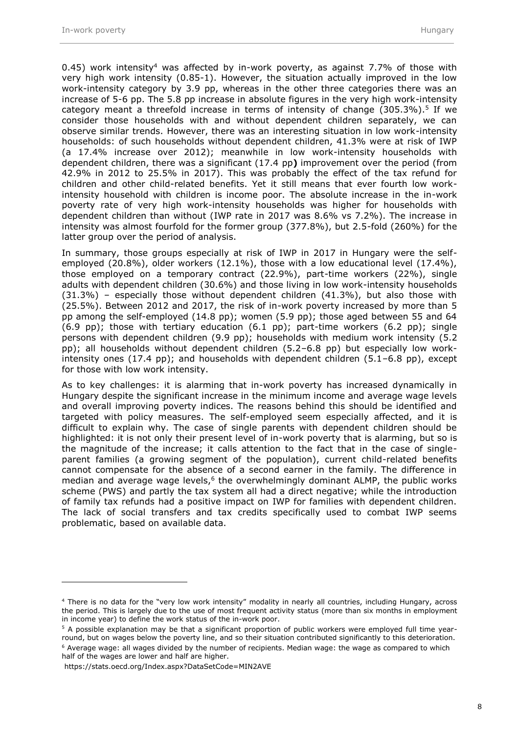0.45) work intensity[4] was affected by in-work poverty, as against 7.7% of those with very high work intensity (0.85-1). However, the situation actually improved in the low work-intensity category by 3.9 pp, whereas in the other three categories there was an increase of 5-6 pp. The 5.8 pp increase in absolute figures in the very high work-intensity category meant a threefold increase in terms of intensity of change (305.3%).[5] If we consider those households with and without dependent children separately, we can observe similar trends. However, there was an interesting situation in low work-intensity households: of such households without dependent children, 41.3% were at risk of IWP (a 17.4% increase over 2012); meanwhile in low work-intensity households with dependent children, there was a significant (17.4 pp**)** improvement over the period (from 42.9% in 2012 to 25.5% in 2017). This was probably the effect of the tax refund for children and other child-related benefits. Yet it still means that ever fourth low work-intensity household with children is income poor. The absolute increase in the in-work poverty rate of very high work-intensity households was higher for households with dependent children than without (IWP rate in 2017 was 8.6% vs 7.2%). The increase in intensity was almost fourfold for the former group (377.8%), but 2.5-fold (260%) for the latter group over the period of analysis.

In summary, those groups especially at risk of IWP in 2017 in Hungary were the self-employed (20.8%), older workers (12.1%), those with a low educational level (17.4%), those employed on a temporary contract (22.9%), part-time workers (22%), single adults with dependent children (30.6%) and those living in low work-intensity households (31.3%) – especially those without dependent children (41.3%), but also those with (25.5%). Between 2012 and 2017, the risk of in-work poverty increased by more than 5 pp among the self-employed (14.8 pp); women (5.9 pp); those aged between 55 and 64 (6.9 pp); those with tertiary education (6.1 pp); part-time workers (6.2 pp); single persons with dependent children (9.9 pp); households with medium work intensity (5.2 pp); all households without dependent children (5.2–6.8 pp) but especially low work-intensity ones (17.4 pp); and households with dependent children (5.1–6.8 pp), except for those with low work intensity.

As to key challenges: it is alarming that in-work poverty has increased dynamically in Hungary despite the significant increase in the minimum income and average wage levels and overall improving poverty indices. The reasons behind this should be identified and targeted with policy measures. The self-employed seem especially affected, and it is difficult to explain why. The case of single parents with dependent children should be highlighted: it is not only their present level of in-work poverty that is alarming, but so is the magnitude of the increase; it calls attention to the fact that in the case of single-parent families (a growing segment of the population), current child-related benefits cannot compensate for the absence of a second earner in the family. The difference in median and average wage levels,[6] the overwhelmingly dominant ALMP, the public works scheme (PWS) and partly the tax system all had a direct negative; while the introduction of family tax refunds had a positive impact on IWP for families with dependent children. The lack of social transfers and tax credits specifically used to combat IWP seems problematic, based on available data.

---

[4] There is no data for the "very low work intensity" modality in nearly all countries, including Hungary, across the period. This is largely due to the use of most frequent activity status (more than six months in employment in income year) to define the work status of the in-work poor.

[5] A possible explanation may be that a significant proportion of public workers were employed full time year-round, but on wages below the poverty line, and so their situation contributed significantly to this deterioration.

[6] Average wage: all wages divided by the number of recipients. Median wage: the wage as compared to which half of the wages are lower and half are higher.

https://stats.oecd.org/Index.aspx?DataSetCode=MIN2AVE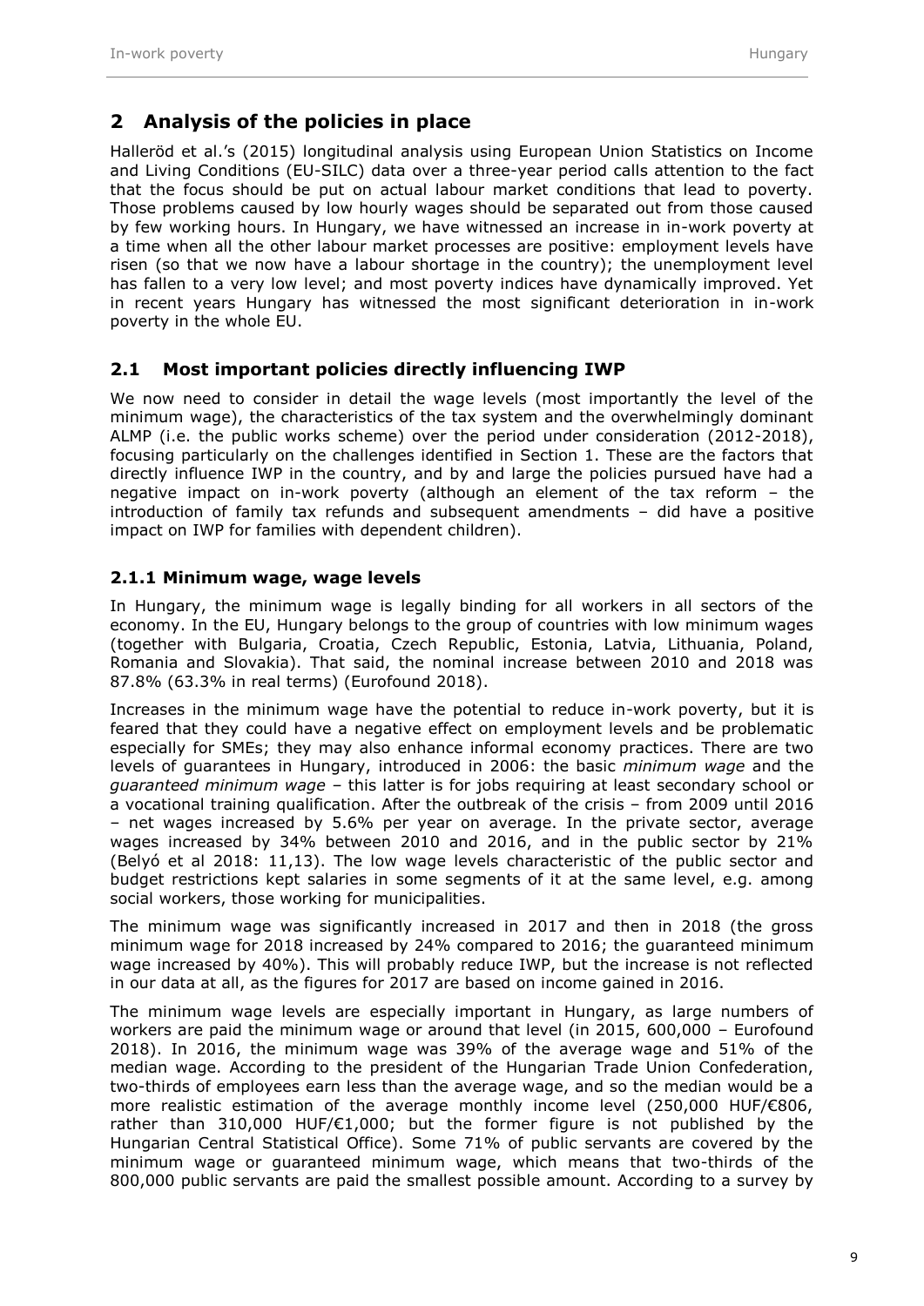## 2 Analysis of the policies in place

Halleröd et al.'s (2015) longitudinal analysis using European Union Statistics on Income and Living Conditions (EU-SILC) data over a three-year period calls attention to the fact that the focus should be put on actual labour market conditions that lead to poverty. Those problems caused by low hourly wages should be separated out from those caused by few working hours. In Hungary, we have witnessed an increase in in-work poverty at a time when all the other labour market processes are positive: employment levels have risen (so that we now have a labour shortage in the country); the unemployment level has fallen to a very low level; and most poverty indices have dynamically improved. Yet in recent years Hungary has witnessed the most significant deterioration in in-work poverty in the whole EU.

### 2.1 Most important policies directly influencing IWP

We now need to consider in detail the wage levels (most importantly the level of the minimum wage), the characteristics of the tax system and the overwhelmingly dominant ALMP (i.e. the public works scheme) over the period under consideration (2012-2018), focusing particularly on the challenges identified in Section 1. These are the factors that directly influence IWP in the country, and by and large the policies pursued have had a negative impact on in-work poverty (although an element of the tax reform – the introduction of family tax refunds and subsequent amendments – did have a positive impact on IWP for families with dependent children).

#### 2.1.1 Minimum wage, wage levels

In Hungary, the minimum wage is legally binding for all workers in all sectors of the economy. In the EU, Hungary belongs to the group of countries with low minimum wages (together with Bulgaria, Croatia, Czech Republic, Estonia, Latvia, Lithuania, Poland, Romania and Slovakia). That said, the nominal increase between 2010 and 2018 was 87.8% (63.3% in real terms) (Eurofound 2018).

Increases in the minimum wage have the potential to reduce in-work poverty, but it is feared that they could have a negative effect on employment levels and be problematic especially for SMEs; they may also enhance informal economy practices. There are two levels of guarantees in Hungary, introduced in 2006: the basic *minimum wage* and the *guaranteed minimum wage* – this latter is for jobs requiring at least secondary school or a vocational training qualification. After the outbreak of the crisis – from 2009 until 2016 – net wages increased by 5.6% per year on average. In the private sector, average wages increased by 34% between 2010 and 2016, and in the public sector by 21% (Belyó et al 2018: 11,13). The low wage levels characteristic of the public sector and budget restrictions kept salaries in some segments of it at the same level, e.g. among social workers, those working for municipalities.

The minimum wage was significantly increased in 2017 and then in 2018 (the gross minimum wage for 2018 increased by 24% compared to 2016; the guaranteed minimum wage increased by 40%). This will probably reduce IWP, but the increase is not reflected in our data at all, as the figures for 2017 are based on income gained in 2016.

The minimum wage levels are especially important in Hungary, as large numbers of workers are paid the minimum wage or around that level (in 2015, 600,000 – Eurofound 2018). In 2016, the minimum wage was 39% of the average wage and 51% of the median wage. According to the president of the Hungarian Trade Union Confederation, two-thirds of employees earn less than the average wage, and so the median would be a more realistic estimation of the average monthly income level (250,000 HUF/€806, rather than 310,000 HUF/€1,000; but the former figure is not published by the Hungarian Central Statistical Office). Some 71% of public servants are covered by the minimum wage or guaranteed minimum wage, which means that two-thirds of the 800,000 public servants are paid the smallest possible amount. According to a survey by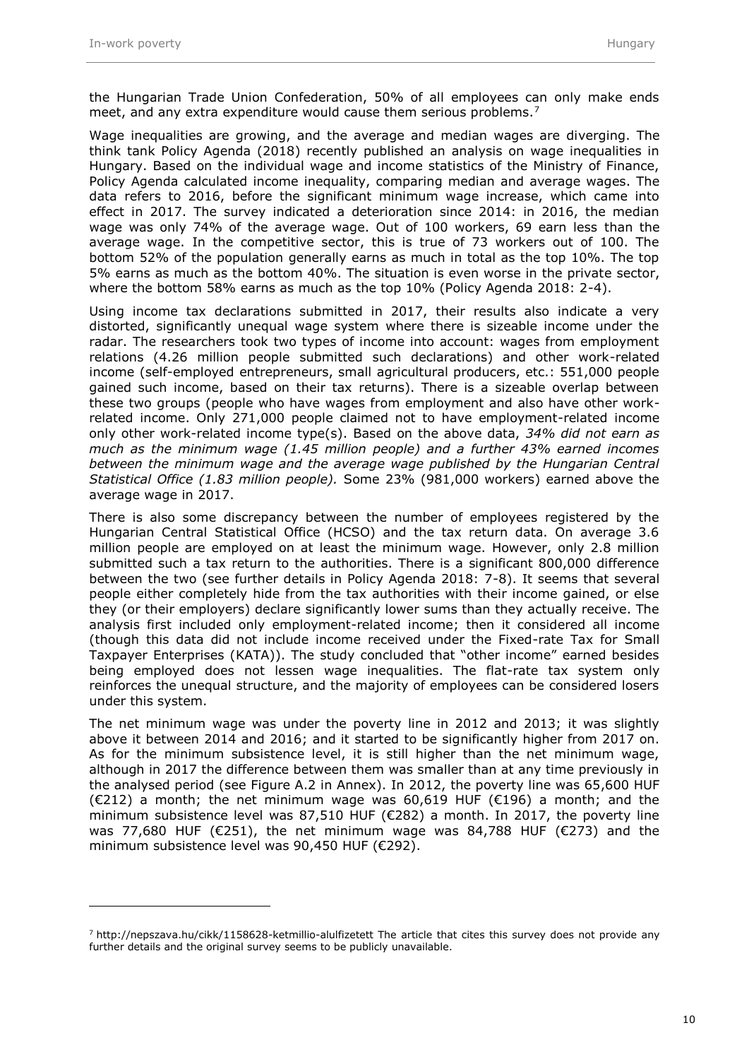the Hungarian Trade Union Confederation, 50% of all employees can only make ends meet, and any extra expenditure would cause them serious problems.[7]

Wage inequalities are growing, and the average and median wages are diverging. The think tank Policy Agenda (2018) recently published an analysis on wage inequalities in Hungary. Based on the individual wage and income statistics of the Ministry of Finance, Policy Agenda calculated income inequality, comparing median and average wages. The data refers to 2016, before the significant minimum wage increase, which came into effect in 2017. The survey indicated a deterioration since 2014: in 2016, the median wage was only 74% of the average wage. Out of 100 workers, 69 earn less than the average wage. In the competitive sector, this is true of 73 workers out of 100. The bottom 52% of the population generally earns as much in total as the top 10%. The top 5% earns as much as the bottom 40%. The situation is even worse in the private sector, where the bottom 58% earns as much as the top 10% (Policy Agenda 2018: 2-4).

Using income tax declarations submitted in 2017, their results also indicate a very distorted, significantly unequal wage system where there is sizeable income under the radar. The researchers took two types of income into account: wages from employment relations (4.26 million people submitted such declarations) and other work-related income (self-employed entrepreneurs, small agricultural producers, etc.: 551,000 people gained such income, based on their tax returns). There is a sizeable overlap between these two groups (people who have wages from employment and also have other work-related income. Only 271,000 people claimed not to have employment-related income only other work-related income type(s). Based on the above data, *34% did not earn as much as the minimum wage (1.45 million people) and a further 43% earned incomes between the minimum wage and the average wage published by the Hungarian Central Statistical Office (1.83 million people).* Some 23% (981,000 workers) earned above the average wage in 2017.

There is also some discrepancy between the number of employees registered by the Hungarian Central Statistical Office (HCSO) and the tax return data. On average 3.6 million people are employed on at least the minimum wage. However, only 2.8 million submitted such a tax return to the authorities. There is a significant 800,000 difference between the two (see further details in Policy Agenda 2018: 7-8). It seems that several people either completely hide from the tax authorities with their income gained, or else they (or their employers) declare significantly lower sums than they actually receive. The analysis first included only employment-related income; then it considered all income (though this data did not include income received under the Fixed-rate Tax for Small Taxpayer Enterprises (KATA)). The study concluded that "other income" earned besides being employed does not lessen wage inequalities. The flat-rate tax system only reinforces the unequal structure, and the majority of employees can be considered losers under this system.

The net minimum wage was under the poverty line in 2012 and 2013; it was slightly above it between 2014 and 2016; and it started to be significantly higher from 2017 on. As for the minimum subsistence level, it is still higher than the net minimum wage, although in 2017 the difference between them was smaller than at any time previously in the analysed period (see Figure A.2 in Annex). In 2012, the poverty line was 65,600 HUF (€212) a month; the net minimum wage was 60,619 HUF (€196) a month; and the minimum subsistence level was 87,510 HUF (€282) a month. In 2017, the poverty line was 77,680 HUF (€251), the net minimum wage was 84,788 HUF (€273) and the minimum subsistence level was 90,450 HUF (€292).

---

[7] http://nepszava.hu/cikk/1158628-ketmillio-alulfizetett The article that cites this survey does not provide any further details and the original survey seems to be publicly unavailable.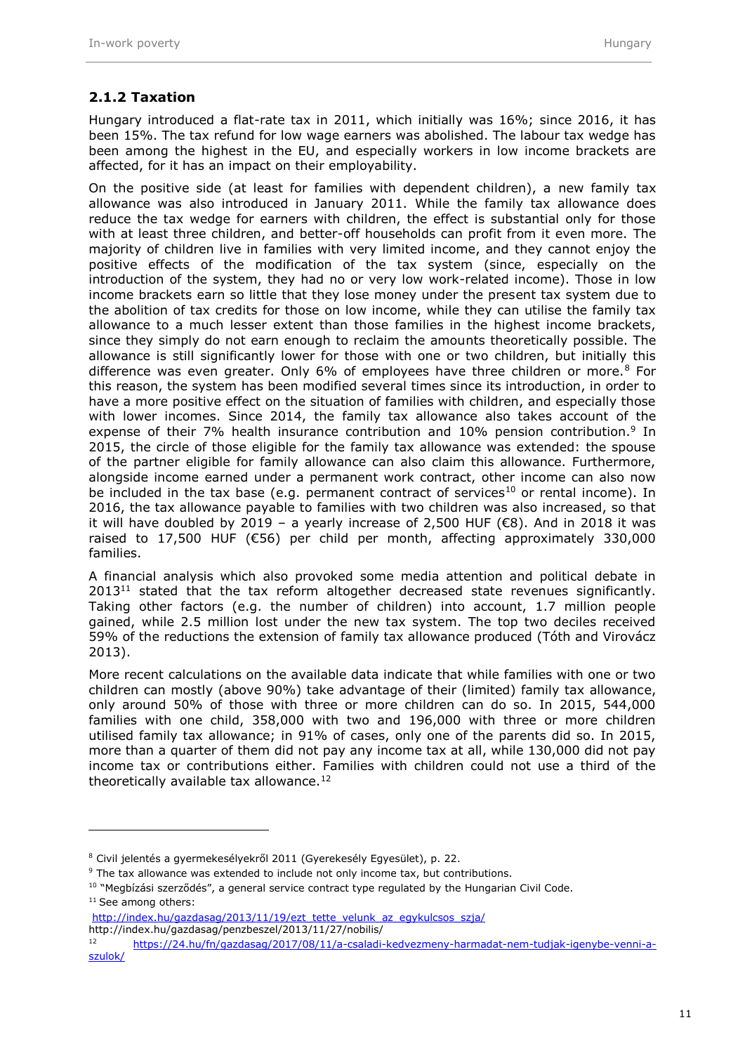### 2.1.2 Taxation

Hungary introduced a flat-rate tax in 2011, which initially was 16%; since 2016, it has been 15%. The tax refund for low wage earners was abolished. The labour tax wedge has been among the highest in the EU, and especially workers in low income brackets are affected, for it has an impact on their employability.

On the positive side (at least for families with dependent children), a new family tax allowance was also introduced in January 2011. While the family tax allowance does reduce the tax wedge for earners with children, the effect is substantial only for those with at least three children, and better-off households can profit from it even more. The majority of children live in families with very limited income, and they cannot enjoy the positive effects of the modification of the tax system (since, especially on the introduction of the system, they had no or very low work-related income). Those in low income brackets earn so little that they lose money under the present tax system due to the abolition of tax credits for those on low income, while they can utilise the family tax allowance to a much lesser extent than those families in the highest income brackets, since they simply do not earn enough to reclaim the amounts theoretically possible. The allowance is still significantly lower for those with one or two children, but initially this difference was even greater. Only 6% of employees have three children or more.[8] For this reason, the system has been modified several times since its introduction, in order to have a more positive effect on the situation of families with children, and especially those with lower incomes. Since 2014, the family tax allowance also takes account of the expense of their 7% health insurance contribution and 10% pension contribution.[9] In 2015, the circle of those eligible for the family tax allowance was extended: the spouse of the partner eligible for family allowance can also claim this allowance. Furthermore, alongside income earned under a permanent work contract, other income can also now be included in the tax base (e.g. permanent contract of services[10] or rental income). In 2016, the tax allowance payable to families with two children was also increased, so that it will have doubled by 2019 – a yearly increase of 2,500 HUF (€8). And in 2018 it was raised to 17,500 HUF (€56) per child per month, affecting approximately 330,000 families.

A financial analysis which also provoked some media attention and political debate in 2013[11] stated that the tax reform altogether decreased state revenues significantly. Taking other factors (e.g. the number of children) into account, 1.7 million people gained, while 2.5 million lost under the new tax system. The top two deciles received 59% of the reductions the extension of family tax allowance produced (Tóth and Virovácz 2013).

More recent calculations on the available data indicate that while families with one or two children can mostly (above 90%) take advantage of their (limited) family tax allowance, only around 50% of those with three or more children can do so. In 2015, 544,000 families with one child, 358,000 with two and 196,000 with three or more children utilised family tax allowance; in 91% of cases, only one of the parents did so. In 2015, more than a quarter of them did not pay any income tax at all, while 130,000 did not pay income tax or contributions either. Families with children could not use a third of the theoretically available tax allowance.[12]

---

[8] Civil jelentés a gyermekesélyekről 2011 (Gyerekesély Egyesület), p. 22.

[9] The tax allowance was extended to include not only income tax, but contributions.

[10] "Megbízási szerződés", a general service contract type regulated by the Hungarian Civil Code.

[11] See among others:
http://index.hu/gazdasag/2013/11/19/ezt_tette_velunk_az_egykulcsos_szja/
http://index.hu/gazdasag/penzbeszel/2013/11/27/nobilis/

[12] https://24.hu/fn/gazdasag/2017/08/11/a-csaladi-kedvezmeny-harmadat-nem-tudjak-igenybe-venni-a-szulok/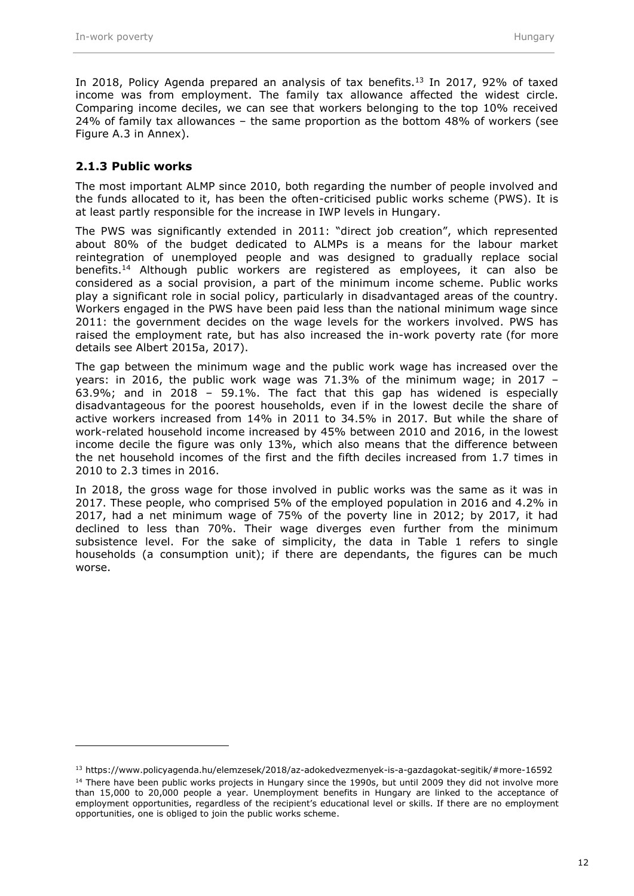In 2018, Policy Agenda prepared an analysis of tax benefits.[13] In 2017, 92% of taxed income was from employment. The family tax allowance affected the widest circle. Comparing income deciles, we can see that workers belonging to the top 10% received 24% of family tax allowances – the same proportion as the bottom 48% of workers (see Figure A.3 in Annex).

### 2.1.3 Public works

The most important ALMP since 2010, both regarding the number of people involved and the funds allocated to it, has been the often-criticised public works scheme (PWS). It is at least partly responsible for the increase in IWP levels in Hungary.

The PWS was significantly extended in 2011: "direct job creation", which represented about 80% of the budget dedicated to ALMPs is a means for the labour market reintegration of unemployed people and was designed to gradually replace social benefits.[14] Although public workers are registered as employees, it can also be considered as a social provision, a part of the minimum income scheme. Public works play a significant role in social policy, particularly in disadvantaged areas of the country. Workers engaged in the PWS have been paid less than the national minimum wage since 2011: the government decides on the wage levels for the workers involved. PWS has raised the employment rate, but has also increased the in-work poverty rate (for more details see Albert 2015a, 2017).

The gap between the minimum wage and the public work wage has increased over the years: in 2016, the public work wage was 71.3% of the minimum wage; in 2017 – 63.9%; and in 2018 – 59.1%. The fact that this gap has widened is especially disadvantageous for the poorest households, even if in the lowest decile the share of active workers increased from 14% in 2011 to 34.5% in 2017. But while the share of work-related household income increased by 45% between 2010 and 2016, in the lowest income decile the figure was only 13%, which also means that the difference between the net household incomes of the first and the fifth deciles increased from 1.7 times in 2010 to 2.3 times in 2016.

In 2018, the gross wage for those involved in public works was the same as it was in 2017. These people, who comprised 5% of the employed population in 2016 and 4.2% in 2017, had a net minimum wage of 75% of the poverty line in 2012; by 2017, it had declined to less than 70%. Their wage diverges even further from the minimum subsistence level. For the sake of simplicity, the data in Table 1 refers to single households (a consumption unit); if there are dependants, the figures can be much worse.

---

[13] https://www.policyagenda.hu/elemzesek/2018/az-adokedvezmenyek-is-a-gazdagokat-segitik/#more-16592

[14] There have been public works projects in Hungary since the 1990s, but until 2009 they did not involve more than 15,000 to 20,000 people a year. Unemployment benefits in Hungary are linked to the acceptance of employment opportunities, regardless of the recipient's educational level or skills. If there are no employment opportunities, one is obliged to join the public works scheme.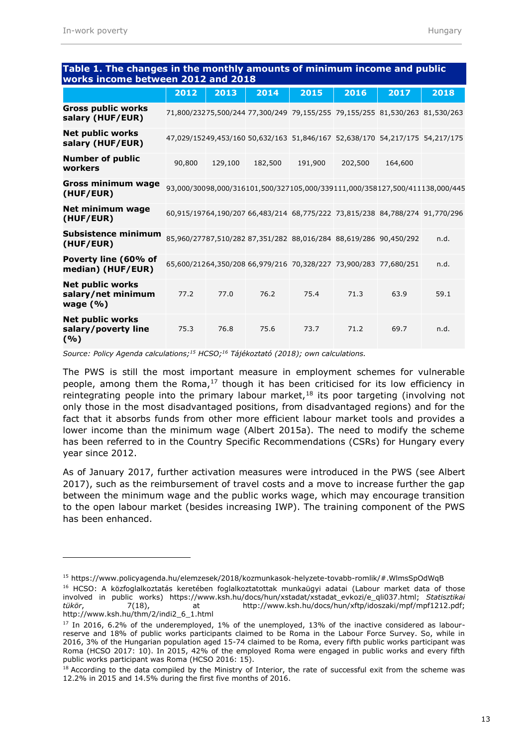**Table 1. The changes in the monthly amounts of minimum income and public works income between 2012 and 2018**

| | 2012 | 2013 | 2014 | 2015 | 2016 | 2017 | 2018 |
|---|---|---|---|---|---|---|---|
| **Gross public works salary (HUF/EUR)** | 71,800/232 | 75,500/244 | 77,300/249 | 79,155/255 | 79,155/255 | 81,530/263 | 81,530/263 |
| **Net public works salary (HUF/EUR)** | 47,029/152 | 49,453/160 | 50,632/163 | 51,846/167 | 52,638/170 | 54,217/175 | 54,217/175 |
| **Number of public workers** | 90,800 | 129,100 | 182,500 | 191,900 | 202,500 | 164,600 | |
| **Gross minimum wage (HUF/EUR)** | 93,000/300 | 98,000/316 | 101,500/327 | 105,000/339 | 111,000/358 | 127,500/411 | 138,000/445 |
| **Net minimum wage (HUF/EUR)** | 60,915/197 | 64,190/207 | 66,483/214 | 68,775/222 | 73,815/238 | 84,788/274 | 91,770/296 |
| **Subsistence minimum (HUF/EUR)** | 85,960/277 | 87,510/282 | 87,351/282 | 88,016/284 | 88,619/286 | 90,450/292 | n.d. |
| **Poverty line (60% of median) (HUF/EUR)** | 65,600/212 | 64,350/208 | 66,979/216 | 70,328/227 | 73,900/283 | 77,680/251 | n.d. |
| **Net public works salary/net minimum wage (%)** | 77.2 | 77.0 | 76.2 | 75.4 | 71.3 | 63.9 | 59.1 |
| **Net public works salary/poverty line (%)** | 75.3 | 76.8 | 75.6 | 73.7 | 71.2 | 69.7 | n.d. |

*Source: Policy Agenda calculations;[15] HCSO;[16] Tájékoztató (2018); own calculations.*

The PWS is still the most important measure in employment schemes for vulnerable people, among them the Roma,[17] though it has been criticised for its low efficiency in reintegrating people into the primary labour market,[18] its poor targeting (involving not only those in the most disadvantaged positions, from disadvantaged regions) and for the fact that it absorbs funds from other more efficient labour market tools and provides a lower income than the minimum wage (Albert 2015a). The need to modify the scheme has been referred to in the Country Specific Recommendations (CSRs) for Hungary every year since 2012.

As of January 2017, further activation measures were introduced in the PWS (see Albert 2017), such as the reimbursement of travel costs and a move to increase further the gap between the minimum wage and the public works wage, which may encourage transition to the open labour market (besides increasing IWP). The training component of the PWS has been enhanced.

---

[15] https://www.policyagenda.hu/elemzesek/2018/kozmunkasok-helyzete-tovabb-romlik/#.WlmsSpOdWqB

[16] HCSO: A közfoglalkoztatás keretében foglalkoztatottak munkaügyi adatai (Labour market data of those involved in public works) https://www.ksh.hu/docs/hun/xstadat/xstadat_evkozi/e_qli037.html; *Statisztikai tükör*, 7(18), at http://www.ksh.hu/docs/hun/xftp/idoszaki/mpf/mpf1212.pdf; http://www.ksh.hu/thm/2/indi2_6_1.html

[17] In 2016, 6.2% of the underemployed, 1% of the unemployed, 13% of the inactive considered as labour-reserve and 18% of public works participants claimed to be Roma in the Labour Force Survey. So, while in 2016, 3% of the Hungarian population aged 15-74 claimed to be Roma, every fifth public works participant was Roma (HCSO 2017: 10). In 2015, 42% of the employed Roma were engaged in public works and every fifth public works participant was Roma (HCSO 2016: 15).

[18] According to the data compiled by the Ministry of Interior, the rate of successful exit from the scheme was 12.2% in 2015 and 14.5% during the first five months of 2016.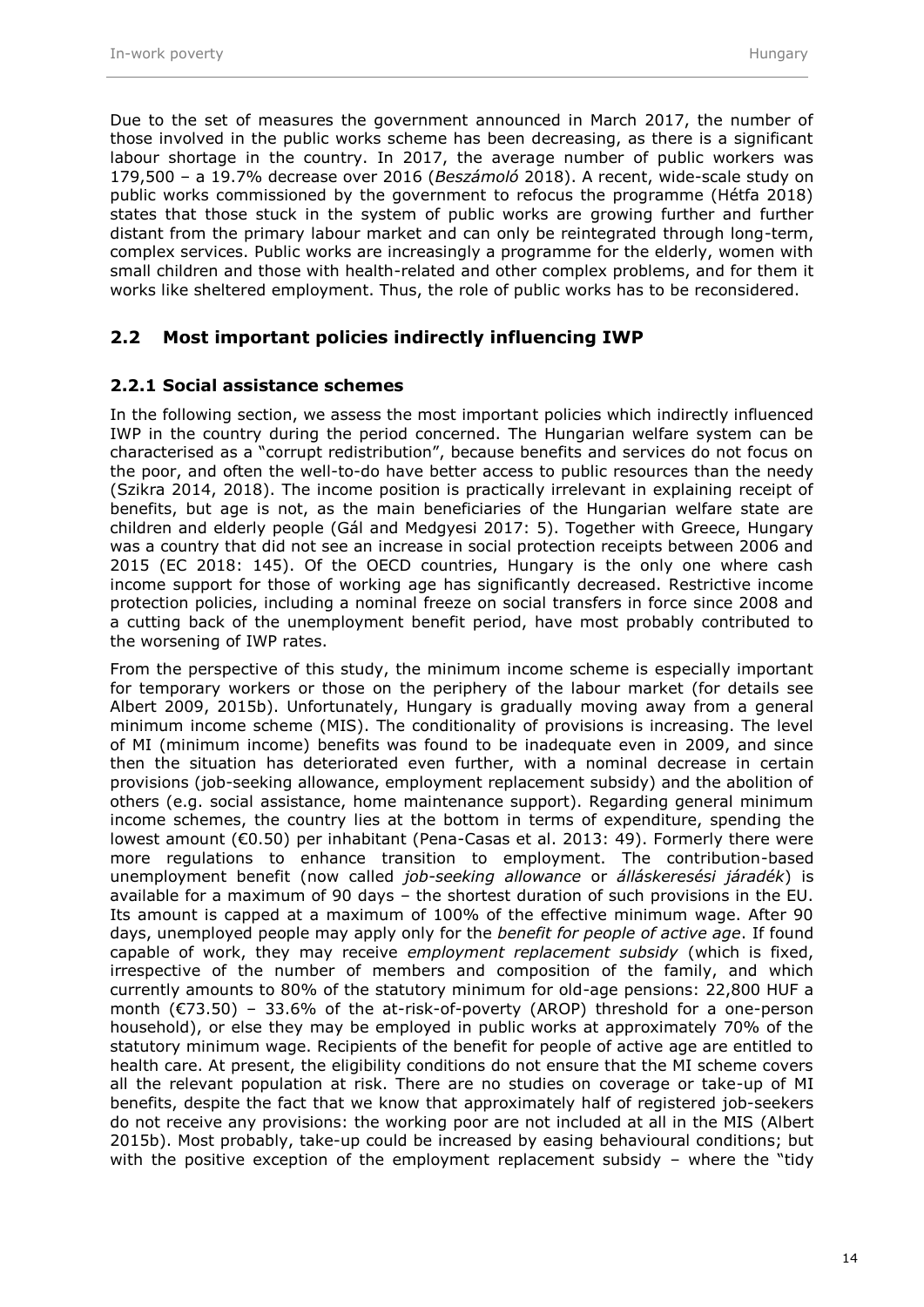Due to the set of measures the government announced in March 2017, the number of those involved in the public works scheme has been decreasing, as there is a significant labour shortage in the country. In 2017, the average number of public workers was 179,500 – a 19.7% decrease over 2016 (*Beszámoló* 2018). A recent, wide-scale study on public works commissioned by the government to refocus the programme (Hétfa 2018) states that those stuck in the system of public works are growing further and further distant from the primary labour market and can only be reintegrated through long-term, complex services. Public works are increasingly a programme for the elderly, women with small children and those with health-related and other complex problems, and for them it works like sheltered employment. Thus, the role of public works has to be reconsidered.

## 2.2 Most important policies indirectly influencing IWP

### 2.2.1 Social assistance schemes

In the following section, we assess the most important policies which indirectly influenced IWP in the country during the period concerned. The Hungarian welfare system can be characterised as a "corrupt redistribution", because benefits and services do not focus on the poor, and often the well-to-do have better access to public resources than the needy (Szikra 2014, 2018). The income position is practically irrelevant in explaining receipt of benefits, but age is not, as the main beneficiaries of the Hungarian welfare state are children and elderly people (Gál and Medgyesi 2017: 5). Together with Greece, Hungary was a country that did not see an increase in social protection receipts between 2006 and 2015 (EC 2018: 145). Of the OECD countries, Hungary is the only one where cash income support for those of working age has significantly decreased. Restrictive income protection policies, including a nominal freeze on social transfers in force since 2008 and a cutting back of the unemployment benefit period, have most probably contributed to the worsening of IWP rates.

From the perspective of this study, the minimum income scheme is especially important for temporary workers or those on the periphery of the labour market (for details see Albert 2009, 2015b). Unfortunately, Hungary is gradually moving away from a general minimum income scheme (MIS). The conditionality of provisions is increasing. The level of MI (minimum income) benefits was found to be inadequate even in 2009, and since then the situation has deteriorated even further, with a nominal decrease in certain provisions (job-seeking allowance, employment replacement subsidy) and the abolition of others (e.g. social assistance, home maintenance support). Regarding general minimum income schemes, the country lies at the bottom in terms of expenditure, spending the lowest amount (€0.50) per inhabitant (Pena-Casas et al. 2013: 49). Formerly there were more regulations to enhance transition to employment. The contribution-based unemployment benefit (now called *job-seeking allowance* or *álláskeresési járadék*) is available for a maximum of 90 days – the shortest duration of such provisions in the EU. Its amount is capped at a maximum of 100% of the effective minimum wage. After 90 days, unemployed people may apply only for the *benefit for people of active age*. If found capable of work, they may receive *employment replacement subsidy* (which is fixed, irrespective of the number of members and composition of the family, and which currently amounts to 80% of the statutory minimum for old-age pensions: 22,800 HUF a month (€73.50) – 33.6% of the at-risk-of-poverty (AROP) threshold for a one-person household), or else they may be employed in public works at approximately 70% of the statutory minimum wage. Recipients of the benefit for people of active age are entitled to health care. At present, the eligibility conditions do not ensure that the MI scheme covers all the relevant population at risk. There are no studies on coverage or take-up of MI benefits, despite the fact that we know that approximately half of registered job-seekers do not receive any provisions: the working poor are not included at all in the MIS (Albert 2015b). Most probably, take-up could be increased by easing behavioural conditions; but with the positive exception of the employment replacement subsidy – where the "tidy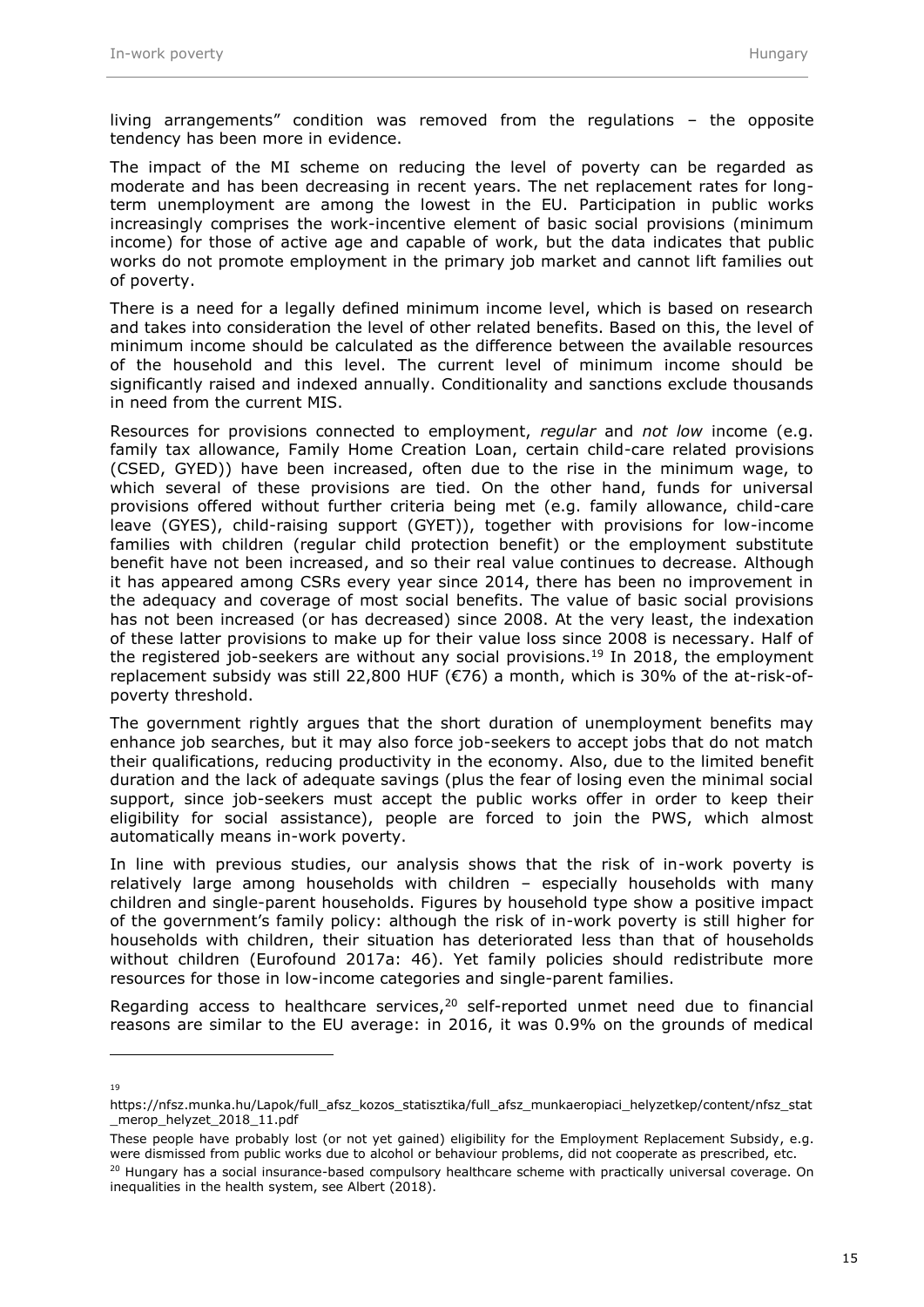living arrangements" condition was removed from the regulations – the opposite tendency has been more in evidence.

The impact of the MI scheme on reducing the level of poverty can be regarded as moderate and has been decreasing in recent years. The net replacement rates for long-term unemployment are among the lowest in the EU. Participation in public works increasingly comprises the work-incentive element of basic social provisions (minimum income) for those of active age and capable of work, but the data indicates that public works do not promote employment in the primary job market and cannot lift families out of poverty.

There is a need for a legally defined minimum income level, which is based on research and takes into consideration the level of other related benefits. Based on this, the level of minimum income should be calculated as the difference between the available resources of the household and this level. The current level of minimum income should be significantly raised and indexed annually. Conditionality and sanctions exclude thousands in need from the current MIS.

Resources for provisions connected to employment, *regular* and *not low* income (e.g. family tax allowance, Family Home Creation Loan, certain child-care related provisions (CSED, GYED)) have been increased, often due to the rise in the minimum wage, to which several of these provisions are tied. On the other hand, funds for universal provisions offered without further criteria being met (e.g. family allowance, child-care leave (GYES), child-raising support (GYET)), together with provisions for low-income families with children (regular child protection benefit) or the employment substitute benefit have not been increased, and so their real value continues to decrease. Although it has appeared among CSRs every year since 2014, there has been no improvement in the adequacy and coverage of most social benefits. The value of basic social provisions has not been increased (or has decreased) since 2008. At the very least, the indexation of these latter provisions to make up for their value loss since 2008 is necessary. Half of the registered job-seekers are without any social provisions.[19] In 2018, the employment replacement subsidy was still 22,800 HUF (€76) a month, which is 30% of the at-risk-of-poverty threshold.

The government rightly argues that the short duration of unemployment benefits may enhance job searches, but it may also force job-seekers to accept jobs that do not match their qualifications, reducing productivity in the economy. Also, due to the limited benefit duration and the lack of adequate savings (plus the fear of losing even the minimal social support, since job-seekers must accept the public works offer in order to keep their eligibility for social assistance), people are forced to join the PWS, which almost automatically means in-work poverty.

In line with previous studies, our analysis shows that the risk of in-work poverty is relatively large among households with children – especially households with many children and single-parent households. Figures by household type show a positive impact of the government's family policy: although the risk of in-work poverty is still higher for households with children, their situation has deteriorated less than that of households without children (Eurofound 2017a: 46). Yet family policies should redistribute more resources for those in low-income categories and single-parent families.

Regarding access to healthcare services,[20] self-reported unmet need due to financial reasons are similar to the EU average: in 2016, it was 0.9% on the grounds of medical

---

[19] https://nfsz.munka.hu/Lapok/full_afsz_kozos_statisztika/full_afsz_munkaeropiaci_helyzetkep/content/nfsz_stat_merop_helyzet_2018_11.pdf

These people have probably lost (or not yet gained) eligibility for the Employment Replacement Subsidy, e.g. were dismissed from public works due to alcohol or behaviour problems, did not cooperate as prescribed, etc.

[20] Hungary has a social insurance-based compulsory healthcare scheme with practically universal coverage. On inequalities in the health system, see Albert (2018).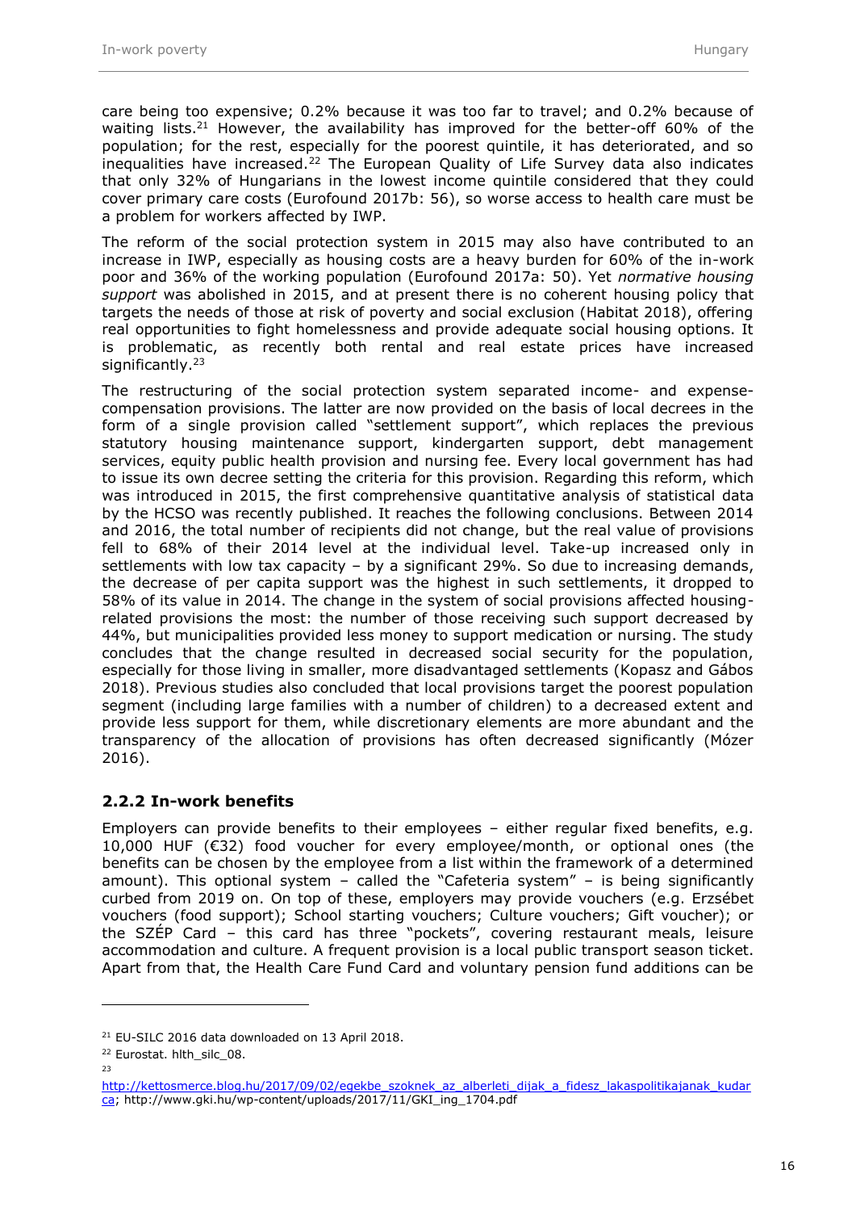care being too expensive; 0.2% because it was too far to travel; and 0.2% because of waiting lists.[21] However, the availability has improved for the better-off 60% of the population; for the rest, especially for the poorest quintile, it has deteriorated, and so inequalities have increased.[22] The European Quality of Life Survey data also indicates that only 32% of Hungarians in the lowest income quintile considered that they could cover primary care costs (Eurofound 2017b: 56), so worse access to health care must be a problem for workers affected by IWP.

The reform of the social protection system in 2015 may also have contributed to an increase in IWP, especially as housing costs are a heavy burden for 60% of the in-work poor and 36% of the working population (Eurofound 2017a: 50). Yet *normative housing support* was abolished in 2015, and at present there is no coherent housing policy that targets the needs of those at risk of poverty and social exclusion (Habitat 2018), offering real opportunities to fight homelessness and provide adequate social housing options. It is problematic, as recently both rental and real estate prices have increased significantly.[23]

The restructuring of the social protection system separated income- and expense-compensation provisions. The latter are now provided on the basis of local decrees in the form of a single provision called "settlement support", which replaces the previous statutory housing maintenance support, kindergarten support, debt management services, equity public health provision and nursing fee. Every local government has had to issue its own decree setting the criteria for this provision. Regarding this reform, which was introduced in 2015, the first comprehensive quantitative analysis of statistical data by the HCSO was recently published. It reaches the following conclusions. Between 2014 and 2016, the total number of recipients did not change, but the real value of provisions fell to 68% of their 2014 level at the individual level. Take-up increased only in settlements with low tax capacity – by a significant 29%. So due to increasing demands, the decrease of per capita support was the highest in such settlements, it dropped to 58% of its value in 2014. The change in the system of social provisions affected housing-related provisions the most: the number of those receiving such support decreased by 44%, but municipalities provided less money to support medication or nursing. The study concludes that the change resulted in decreased social security for the population, especially for those living in smaller, more disadvantaged settlements (Kopasz and Gábos 2018). Previous studies also concluded that local provisions target the poorest population segment (including large families with a number of children) to a decreased extent and provide less support for them, while discretionary elements are more abundant and the transparency of the allocation of provisions has often decreased significantly (Mózer 2016).

### 2.2.2 In-work benefits

Employers can provide benefits to their employees – either regular fixed benefits, e.g. 10,000 HUF (€32) food voucher for every employee/month, or optional ones (the benefits can be chosen by the employee from a list within the framework of a determined amount). This optional system – called the "Cafeteria system" – is being significantly curbed from 2019 on. On top of these, employers may provide vouchers (e.g. Erzsébet vouchers (food support); School starting vouchers; Culture vouchers; Gift voucher); or the SZÉP Card – this card has three "pockets", covering restaurant meals, leisure accommodation and culture. A frequent provision is a local public transport season ticket. Apart from that, the Health Care Fund Card and voluntary pension fund additions can be

---

[21] EU-SILC 2016 data downloaded on 13 April 2018.

[22] Eurostat. hlth_silc_08.

[23] http://kettosmerce.blog.hu/2017/09/02/egekbe_szoknek_az_alberleti_dijak_a_fidesz_lakaspolitikajanak_kudarca; http://www.gki.hu/wp-content/uploads/2017/11/GKI_ing_1704.pdf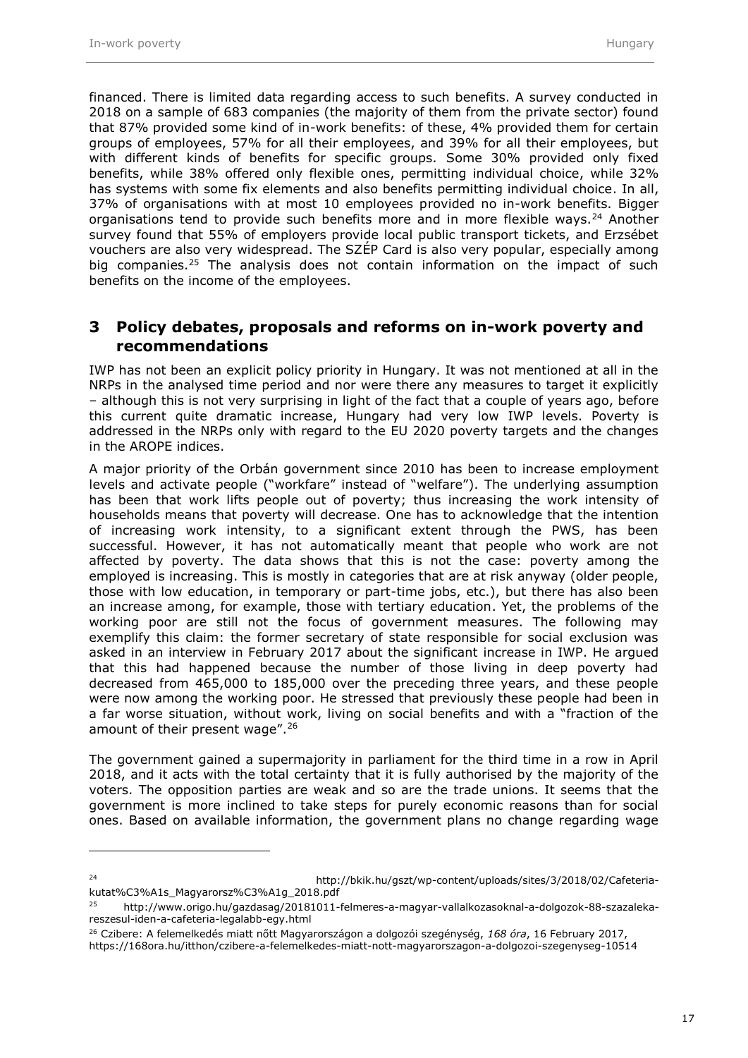financed. There is limited data regarding access to such benefits. A survey conducted in 2018 on a sample of 683 companies (the majority of them from the private sector) found that 87% provided some kind of in-work benefits: of these, 4% provided them for certain groups of employees, 57% for all their employees, and 39% for all their employees, but with different kinds of benefits for specific groups. Some 30% provided only fixed benefits, while 38% offered only flexible ones, permitting individual choice, while 32% has systems with some fix elements and also benefits permitting individual choice. In all, 37% of organisations with at most 10 employees provided no in-work benefits. Bigger organisations tend to provide such benefits more and in more flexible ways.[24] Another survey found that 55% of employers provide local public transport tickets, and Erzsébet vouchers are also very widespread. The SZÉP Card is also very popular, especially among big companies.[25] The analysis does not contain information on the impact of such benefits on the income of the employees.

## 3 Policy debates, proposals and reforms on in-work poverty and recommendations

IWP has not been an explicit policy priority in Hungary. It was not mentioned at all in the NRPs in the analysed time period and nor were there any measures to target it explicitly – although this is not very surprising in light of the fact that a couple of years ago, before this current quite dramatic increase, Hungary had very low IWP levels. Poverty is addressed in the NRPs only with regard to the EU 2020 poverty targets and the changes in the AROPE indices.

A major priority of the Orbán government since 2010 has been to increase employment levels and activate people ("workfare" instead of "welfare"). The underlying assumption has been that work lifts people out of poverty; thus increasing the work intensity of households means that poverty will decrease. One has to acknowledge that the intention of increasing work intensity, to a significant extent through the PWS, has been successful. However, it has not automatically meant that people who work are not affected by poverty. The data shows that this is not the case: poverty among the employed is increasing. This is mostly in categories that are at risk anyway (older people, those with low education, in temporary or part-time jobs, etc.), but there has also been an increase among, for example, those with tertiary education. Yet, the problems of the working poor are still not the focus of government measures. The following may exemplify this claim: the former secretary of state responsible for social exclusion was asked in an interview in February 2017 about the significant increase in IWP. He argued that this had happened because the number of those living in deep poverty had decreased from 465,000 to 185,000 over the preceding three years, and these people were now among the working poor. He stressed that previously these people had been in a far worse situation, without work, living on social benefits and with a "fraction of the amount of their present wage".[26]

The government gained a supermajority in parliament for the third time in a row in April 2018, and it acts with the total certainty that it is fully authorised by the majority of the voters. The opposition parties are weak and so are the trade unions. It seems that the government is more inclined to take steps for purely economic reasons than for social ones. Based on available information, the government plans no change regarding wage

---

[24] http://bkik.hu/gszt/wp-content/uploads/sites/3/2018/02/Cafeteria-kutat%C3%A1s_Magyarorsz%C3%A1g_2018.pdf

[25] http://www.origo.hu/gazdasag/20181011-felmeres-a-magyar-vallalkozasoknal-a-dolgozok-88-szazaleka-reszesul-iden-a-cafeteria-legalabb-egy.html

[26] Czibere: A felemelkedés miatt nőtt Magyarországon a dolgozói szegénység, *168 óra*, 16 February 2017, https://168ora.hu/itthon/czibere-a-felemelkedes-miatt-nott-magyarorszagon-a-dolgozoi-szegenyseg-10514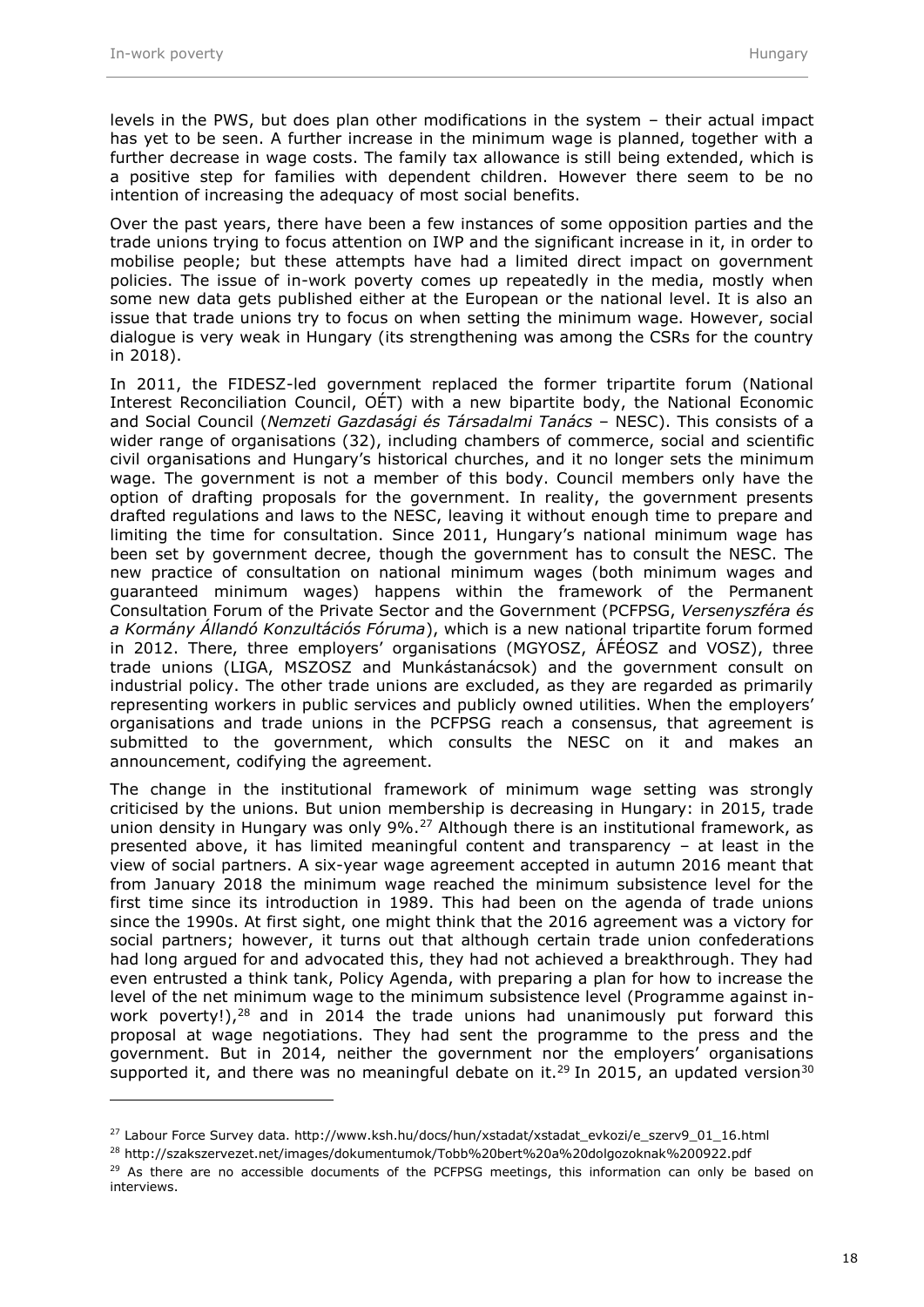levels in the PWS, but does plan other modifications in the system – their actual impact has yet to be seen. A further increase in the minimum wage is planned, together with a further decrease in wage costs. The family tax allowance is still being extended, which is a positive step for families with dependent children. However there seem to be no intention of increasing the adequacy of most social benefits.

Over the past years, there have been a few instances of some opposition parties and the trade unions trying to focus attention on IWP and the significant increase in it, in order to mobilise people; but these attempts have had a limited direct impact on government policies. The issue of in-work poverty comes up repeatedly in the media, mostly when some new data gets published either at the European or the national level. It is also an issue that trade unions try to focus on when setting the minimum wage. However, social dialogue is very weak in Hungary (its strengthening was among the CSRs for the country in 2018).

In 2011, the FIDESZ-led government replaced the former tripartite forum (National Interest Reconciliation Council, OÉT) with a new bipartite body, the National Economic and Social Council (*Nemzeti Gazdasági és Társadalmi Tanács* – NESC). This consists of a wider range of organisations (32), including chambers of commerce, social and scientific civil organisations and Hungary's historical churches, and it no longer sets the minimum wage. The government is not a member of this body. Council members only have the option of drafting proposals for the government. In reality, the government presents drafted regulations and laws to the NESC, leaving it without enough time to prepare and limiting the time for consultation. Since 2011, Hungary's national minimum wage has been set by government decree, though the government has to consult the NESC. The new practice of consultation on national minimum wages (both minimum wages and guaranteed minimum wages) happens within the framework of the Permanent Consultation Forum of the Private Sector and the Government (PCFPSG, *Versenyszféra és a Kormány Állandó Konzultációs Fóruma*), which is a new national tripartite forum formed in 2012. There, three employers' organisations (MGYOSZ, ÁFÉOSZ and VOSZ), three trade unions (LIGA, MSZOSZ and Munkástanácsok) and the government consult on industrial policy. The other trade unions are excluded, as they are regarded as primarily representing workers in public services and publicly owned utilities. When the employers' organisations and trade unions in the PCFPSG reach a consensus, that agreement is submitted to the government, which consults the NESC on it and makes an announcement, codifying the agreement.

The change in the institutional framework of minimum wage setting was strongly criticised by the unions. But union membership is decreasing in Hungary: in 2015, trade union density in Hungary was only 9%.[27] Although there is an institutional framework, as presented above, it has limited meaningful content and transparency – at least in the view of social partners. A six-year wage agreement accepted in autumn 2016 meant that from January 2018 the minimum wage reached the minimum subsistence level for the first time since its introduction in 1989. This had been on the agenda of trade unions since the 1990s. At first sight, one might think that the 2016 agreement was a victory for social partners; however, it turns out that although certain trade union confederations had long argued for and advocated this, they had not achieved a breakthrough. They had even entrusted a think tank, Policy Agenda, with preparing a plan for how to increase the level of the net minimum wage to the minimum subsistence level (Programme against in-work poverty!),[28] and in 2014 the trade unions had unanimously put forward this proposal at wage negotiations. They had sent the programme to the press and the government. But in 2014, neither the government nor the employers' organisations supported it, and there was no meaningful debate on it.[29] In 2015, an updated version[30]

[27] Labour Force Survey data. http://www.ksh.hu/docs/hun/xstadat/xstadat_evkozi/e_szerv9_01_16.html

[28] http://szakszervezet.net/images/dokumentumok/Tobb%20bert%20a%20dolgozoknak%200922.pdf

[29] As there are no accessible documents of the PCFPSG meetings, this information can only be based on interviews.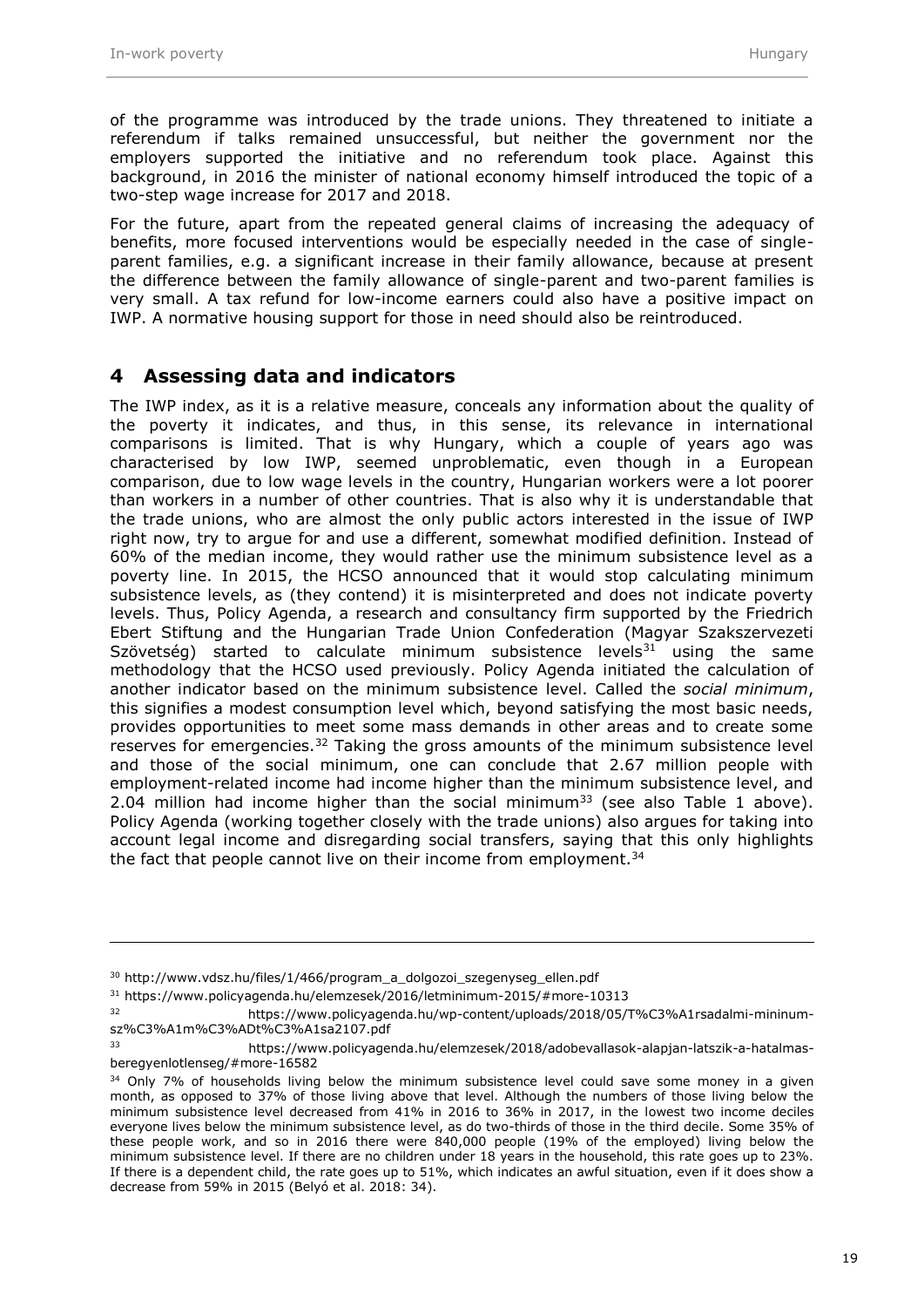of the programme was introduced by the trade unions. They threatened to initiate a referendum if talks remained unsuccessful, but neither the government nor the employers supported the initiative and no referendum took place. Against this background, in 2016 the minister of national economy himself introduced the topic of a two-step wage increase for 2017 and 2018.

For the future, apart from the repeated general claims of increasing the adequacy of benefits, more focused interventions would be especially needed in the case of single-parent families, e.g. a significant increase in their family allowance, because at present the difference between the family allowance of single-parent and two-parent families is very small. A tax refund for low-income earners could also have a positive impact on IWP. A normative housing support for those in need should also be reintroduced.

## 4 Assessing data and indicators

The IWP index, as it is a relative measure, conceals any information about the quality of the poverty it indicates, and thus, in this sense, its relevance in international comparisons is limited. That is why Hungary, which a couple of years ago was characterised by low IWP, seemed unproblematic, even though in a European comparison, due to low wage levels in the country, Hungarian workers were a lot poorer than workers in a number of other countries. That is also why it is understandable that the trade unions, who are almost the only public actors interested in the issue of IWP right now, try to argue for and use a different, somewhat modified definition. Instead of 60% of the median income, they would rather use the minimum subsistence level as a poverty line. In 2015, the HCSO announced that it would stop calculating minimum subsistence levels, as (they contend) it is misinterpreted and does not indicate poverty levels. Thus, Policy Agenda, a research and consultancy firm supported by the Friedrich Ebert Stiftung and the Hungarian Trade Union Confederation (Magyar Szakszervezeti Szövetség) started to calculate minimum subsistence levels[31] using the same methodology that the HCSO used previously. Policy Agenda initiated the calculation of another indicator based on the minimum subsistence level. Called the *social minimum*, this signifies a modest consumption level which, beyond satisfying the most basic needs, provides opportunities to meet some mass demands in other areas and to create some reserves for emergencies.[32] Taking the gross amounts of the minimum subsistence level and those of the social minimum, one can conclude that 2.67 million people with employment-related income had income higher than the minimum subsistence level, and 2.04 million had income higher than the social minimum[33] (see also Table 1 above). Policy Agenda (working together closely with the trade unions) also argues for taking into account legal income and disregarding social transfers, saying that this only highlights the fact that people cannot live on their income from employment.[34]

---

[30] http://www.vdsz.hu/files/1/466/program_a_dolgozoi_szegenyseg_ellen.pdf

[31] https://www.policyagenda.hu/elemzesek/2016/letminimum-2015/#more-10313

[32] https://www.policyagenda.hu/wp-content/uploads/2018/05/T%C3%A1rsadalmi-mininum-sz%C3%A1m%C3%ADt%C3%A1sa2107.pdf

[33] https://www.policyagenda.hu/elemzesek/2018/adobevallasok-alapjan-latszik-a-hatalmas-beregyenlotlenseg/#more-16582

[34] Only 7% of households living below the minimum subsistence level could save some money in a given month, as opposed to 37% of those living above that level. Although the numbers of those living below the minimum subsistence level decreased from 41% in 2016 to 36% in 2017, in the lowest two income deciles everyone lives below the minimum subsistence level, as do two-thirds of those in the third decile. Some 35% of these people work, and so in 2016 there were 840,000 people (19% of the employed) living below the minimum subsistence level. If there are no children under 18 years in the household, this rate goes up to 23%. If there is a dependent child, the rate goes up to 51%, which indicates an awful situation, even if it does show a decrease from 59% in 2015 (Belyó et al. 2018: 34).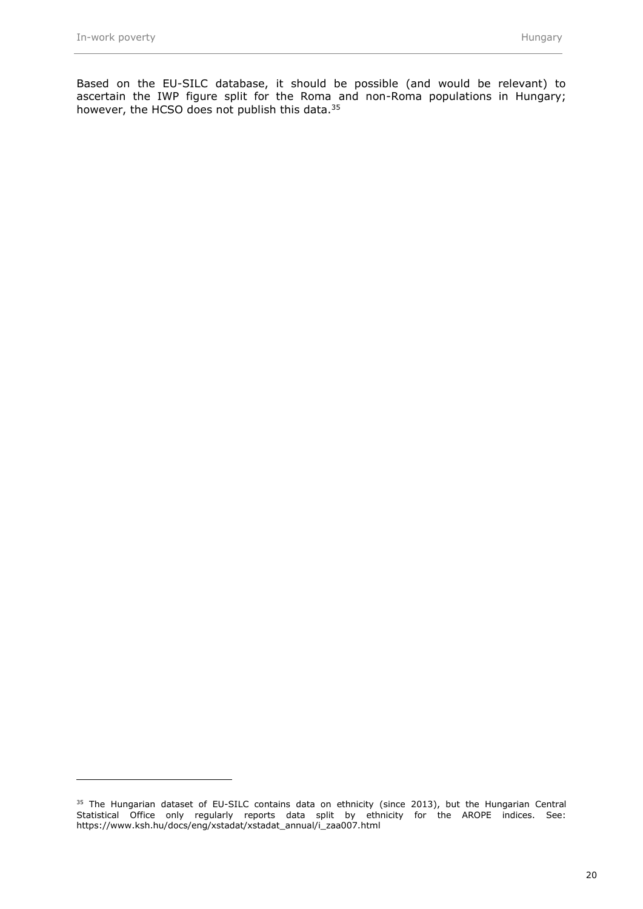Based on the EU-SILC database, it should be possible (and would be relevant) to ascertain the IWP figure split for the Roma and non-Roma populations in Hungary; however, the HCSO does not publish this data.[35]

[35] The Hungarian dataset of EU-SILC contains data on ethnicity (since 2013), but the Hungarian Central Statistical Office only regularly reports data split by ethnicity for the AROPE indices. See: https://www.ksh.hu/docs/eng/xstadat/xstadat_annual/i_zaa007.html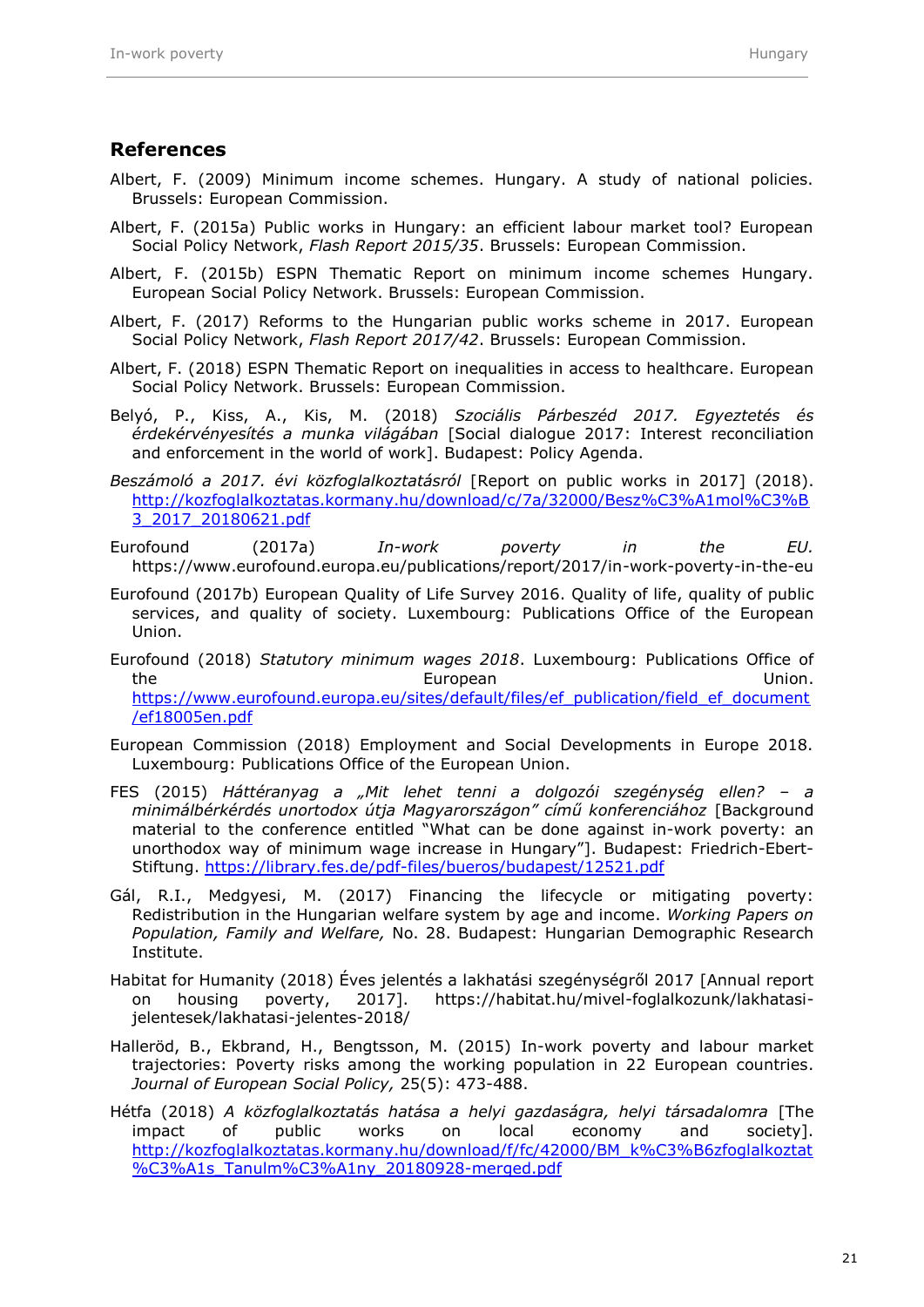## References

Albert, F. (2009) Minimum income schemes. Hungary. A study of national policies. Brussels: European Commission.

Albert, F. (2015a) Public works in Hungary: an efficient labour market tool? European Social Policy Network, *Flash Report 2015/35*. Brussels: European Commission.

Albert, F. (2015b) ESPN Thematic Report on minimum income schemes Hungary. European Social Policy Network. Brussels: European Commission.

Albert, F. (2017) Reforms to the Hungarian public works scheme in 2017. European Social Policy Network, *Flash Report 2017/42*. Brussels: European Commission.

Albert, F. (2018) ESPN Thematic Report on inequalities in access to healthcare. European Social Policy Network. Brussels: European Commission.

Belyó, P., Kiss, A., Kis, M. (2018) *Szociális Párbeszéd 2017. Egyeztetés és érdekérvényesítés a munka világában* [Social dialogue 2017: Interest reconciliation and enforcement in the world of work]. Budapest: Policy Agenda.

*Beszámoló a 2017. évi közfoglalkoztatásról* [Report on public works in 2017] (2018). http://kozfoglalkoztatas.kormany.hu/download/c/7a/32000/Besz%C3%A1mol%C3%B3_2017_20180621.pdf

Eurofound (2017a) *In-work poverty in the EU.* https://www.eurofound.europa.eu/publications/report/2017/in-work-poverty-in-the-eu

Eurofound (2017b) European Quality of Life Survey 2016. Quality of life, quality of public services, and quality of society. Luxembourg: Publications Office of the European Union.

Eurofound (2018) *Statutory minimum wages 2018*. Luxembourg: Publications Office of the European Union. https://www.eurofound.europa.eu/sites/default/files/ef_publication/field_ef_document/ef18005en.pdf

European Commission (2018) Employment and Social Developments in Europe 2018. Luxembourg: Publications Office of the European Union.

FES (2015) *Háttéranyag a „Mit lehet tenni a dolgozói szegénység ellen? – a minimálbérkérdés unortodox útja Magyarországon" című konferenciához* [Background material to the conference entitled "What can be done against in-work poverty: an unorthodox way of minimum wage increase in Hungary"]. Budapest: Friedrich-Ebert-Stiftung. https://library.fes.de/pdf-files/bueros/budapest/12521.pdf

Gál, R.I., Medgyesi, M. (2017) Financing the lifecycle or mitigating poverty: Redistribution in the Hungarian welfare system by age and income. *Working Papers on Population, Family and Welfare,* No. 28. Budapest: Hungarian Demographic Research Institute.

Habitat for Humanity (2018) Éves jelentés a lakhatási szegénységről 2017 [Annual report on housing poverty, 2017]. https://habitat.hu/mivel-foglalkozunk/lakhatasi-jelentesek/lakhatasi-jelentes-2018/

Halleröd, B., Ekbrand, H., Bengtsson, M. (2015) In-work poverty and labour market trajectories: Poverty risks among the working population in 22 European countries. *Journal of European Social Policy,* 25(5): 473-488.

Hétfa (2018) *A közfoglalkoztatás hatása a helyi gazdaságra, helyi társadalomra* [The impact of public works on local economy and society]. http://kozfoglalkoztatas.kormany.hu/download/f/fc/42000/BM_k%C3%B6zfoglalkoztat%C3%A1s_Tanulm%C3%A1ny_20180928-merged.pdf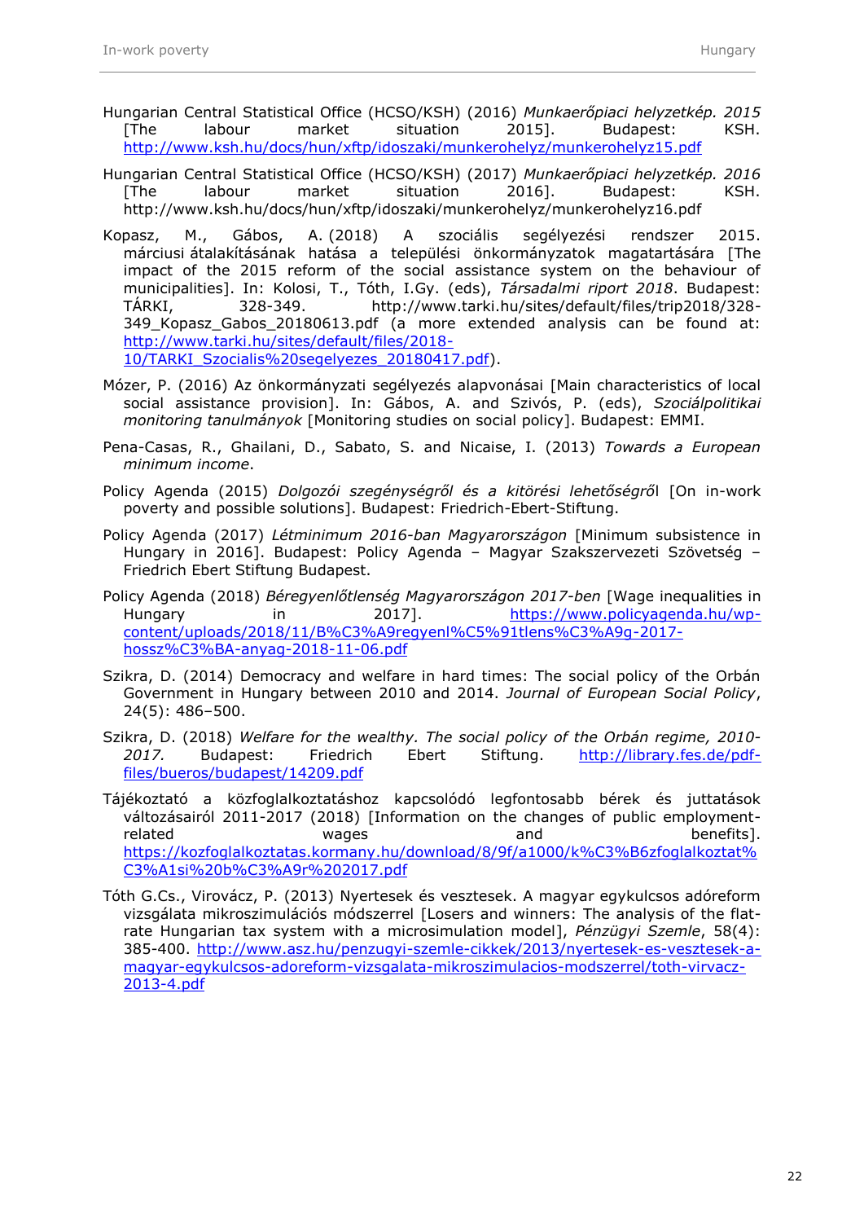Hungarian Central Statistical Office (HCSO/KSH) (2016) *Munkaerőpiaci helyzetkép. 2015* [The labour market situation 2015]. Budapest: KSH. http://www.ksh.hu/docs/hun/xftp/idoszaki/munkerohelyz/munkerohelyz15.pdf

Hungarian Central Statistical Office (HCSO/KSH) (2017) *Munkaerőpiaci helyzetkép. 2016* [The labour market situation 2016]. Budapest: KSH. http://www.ksh.hu/docs/hun/xftp/idoszaki/munkerohelyz/munkerohelyz16.pdf

Kopasz, M., Gábos, A. (2018) A szociális segélyezési rendszer 2015. márciusi átalakításának hatása a települési önkormányzatok magatartására [The impact of the 2015 reform of the social assistance system on the behaviour of municipalities]. In: Kolosi, T., Tóth, I.Gy. (eds), *Társadalmi riport 2018*. Budapest: TÁRKI, 328-349. http://www.tarki.hu/sites/default/files/trip2018/328-349_Kopasz_Gabos_20180613.pdf (a more extended analysis can be found at: http://www.tarki.hu/sites/default/files/2018-10/TARKI_Szocialis%20segelyezes_20180417.pdf).

Mózer, P. (2016) Az önkormányzati segélyezés alapvonásai [Main characteristics of local social assistance provision]. In: Gábos, A. and Szivós, P. (eds), *Szociálpolitikai monitoring tanulmányok* [Monitoring studies on social policy]. Budapest: EMMI.

Pena-Casas, R., Ghailani, D., Sabato, S. and Nicaise, I. (2013) *Towards a European minimum income*.

Policy Agenda (2015) *Dolgozói szegénységről és a kitörési lehetőségről* [On in-work poverty and possible solutions]. Budapest: Friedrich-Ebert-Stiftung.

Policy Agenda (2017) *Létminimum 2016-ban Magyarországon* [Minimum subsistence in Hungary in 2016]. Budapest: Policy Agenda – Magyar Szakszervezeti Szövetség – Friedrich Ebert Stiftung Budapest.

Policy Agenda (2018) *Béregyenlőtlenség Magyarországon 2017-ben* [Wage inequalities in Hungary in 2017]. https://www.policyagenda.hu/wp-content/uploads/2018/11/B%C3%A9regyenl%C5%91tlens%C3%A9g-2017-hossz%C3%BA-anyag-2018-11-06.pdf

Szikra, D. (2014) Democracy and welfare in hard times: The social policy of the Orbán Government in Hungary between 2010 and 2014. *Journal of European Social Policy*, 24(5): 486–500.

Szikra, D. (2018) *Welfare for the wealthy. The social policy of the Orbán regime, 2010-2017.* Budapest: Friedrich Ebert Stiftung. http://library.fes.de/pdf-files/bueros/budapest/14209.pdf

Tájékoztató a közfoglalkoztatáshoz kapcsolódó legfontosabb bérek és juttatások változásairól 2011-2017 (2018) [Information on the changes of public employment-related wages and benefits]. https://kozfoglalkoztatas.kormany.hu/download/8/9f/a1000/k%C3%B6zfoglalkoztat%C3%A1si%20b%C3%A9r%202017.pdf

Tóth G.Cs., Virovácz, P. (2013) Nyertesek és vesztesek. A magyar egykulcsos adóreform vizsgálata mikroszimulációs módszerrel [Losers and winners: The analysis of the flat-rate Hungarian tax system with a microsimulation model], *Pénzügyi Szemle*, 58(4): 385-400. http://www.asz.hu/penzugyi-szemle-cikkek/2013/nyertesek-es-vesztesek-a-magyar-egykulcsos-adoreform-vizsgalata-mikroszimulacios-modszerrel/toth-virvacz-2013-4.pdf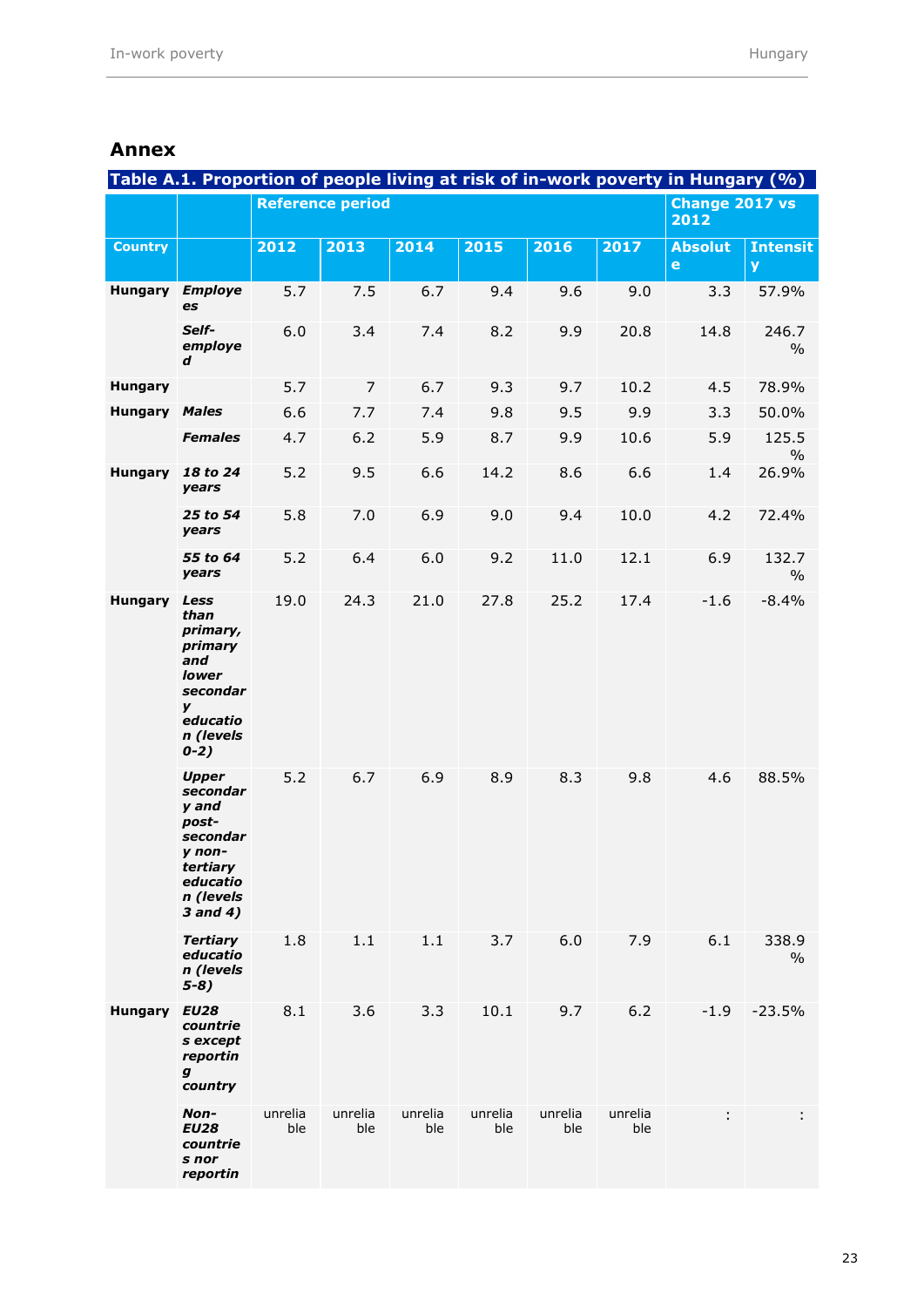## Annex

**Table A.1. Proportion of people living at risk of in-work poverty in Hungary (%)**

| | | Reference period | | | | | | Change 2017 vs 2012 | |
|---|---|---|---|---|---|---|---|---|---|
| **Country** | | **2012** | **2013** | **2014** | **2015** | **2016** | **2017** | **Absolute** | **Intensity** |
| **Hungary** | ***Employees*** | 5.7 | 7.5 | 6.7 | 9.4 | 9.6 | 9.0 | 3.3 | 57.9% |
| | ***Self-employed*** | 6.0 | 3.4 | 7.4 | 8.2 | 9.9 | 20.8 | 14.8 | 246.7 % |
| **Hungary** | | 5.7 | 7 | 6.7 | 9.3 | 9.7 | 10.2 | 4.5 | 78.9% |
| **Hungary** | ***Males*** | 6.6 | 7.7 | 7.4 | 9.8 | 9.5 | 9.9 | 3.3 | 50.0% |
| | ***Females*** | 4.7 | 6.2 | 5.9 | 8.7 | 9.9 | 10.6 | 5.9 | 125.5 % |
| **Hungary** | ***18 to 24 years*** | 5.2 | 9.5 | 6.6 | 14.2 | 8.6 | 6.6 | 1.4 | 26.9% |
| | ***25 to 54 years*** | 5.8 | 7.0 | 6.9 | 9.0 | 9.4 | 10.0 | 4.2 | 72.4% |
| | ***55 to 64 years*** | 5.2 | 6.4 | 6.0 | 9.2 | 11.0 | 12.1 | 6.9 | 132.7 % |
| **Hungary** | ***Less than primary, primary and lower secondary education (levels 0-2)*** | 19.0 | 24.3 | 21.0 | 27.8 | 25.2 | 17.4 | -1.6 | -8.4% |
| | ***Upper secondary and post-secondary non-tertiary education (levels 3 and 4)*** | 5.2 | 6.7 | 6.9 | 8.9 | 8.3 | 9.8 | 4.6 | 88.5% |
| | ***Tertiary education (levels 5-8)*** | 1.8 | 1.1 | 1.1 | 3.7 | 6.0 | 7.9 | 6.1 | 338.9 % |
| **Hungary** | ***EU28 countries except reporting country*** | 8.1 | 3.6 | 3.3 | 10.1 | 9.7 | 6.2 | -1.9 | -23.5% |
| | ***Non-EU28 countries nor reportin*** | unreliable | unreliable | unreliable | unreliable | unreliable | unreliable | : | : |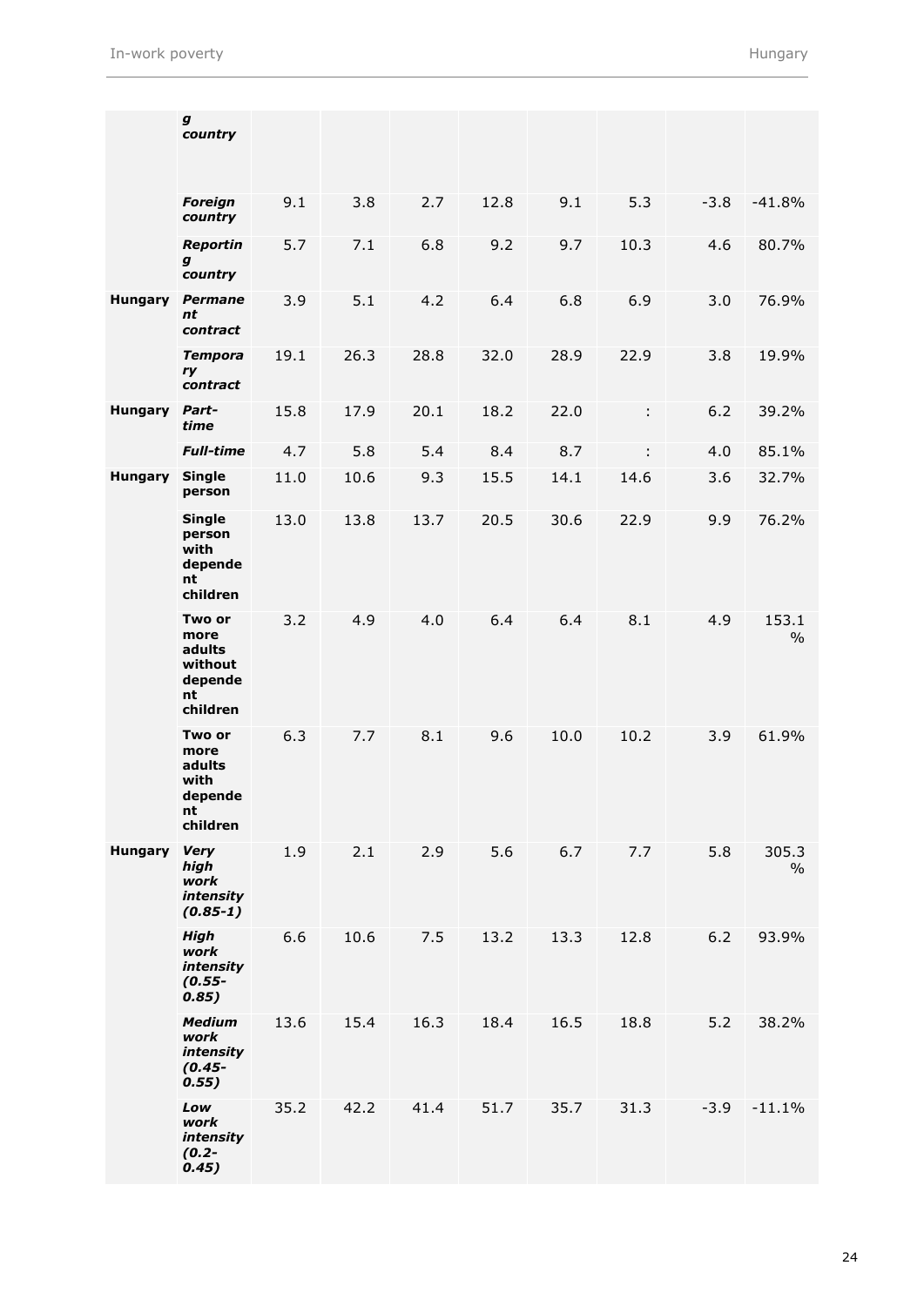| | | | | | | | | | |
|---|---|---|---|---|---|---|---|---|---|
| | ***g country*** | | | | | | | | |
| | ***Foreign country*** | 9.1 | 3.8 | 2.7 | 12.8 | 9.1 | 5.3 | -3.8 | -41.8% |
| | ***Reporting country*** | 5.7 | 7.1 | 6.8 | 9.2 | 9.7 | 10.3 | 4.6 | 80.7% |
| **Hungary** | ***Permanent contract*** | 3.9 | 5.1 | 4.2 | 6.4 | 6.8 | 6.9 | 3.0 | 76.9% |
| | ***Temporary contract*** | 19.1 | 26.3 | 28.8 | 32.0 | 28.9 | 22.9 | 3.8 | 19.9% |
| **Hungary** | ***Part-time*** | 15.8 | 17.9 | 20.1 | 18.2 | 22.0 | : | 6.2 | 39.2% |
| | ***Full-time*** | 4.7 | 5.8 | 5.4 | 8.4 | 8.7 | : | 4.0 | 85.1% |
| **Hungary** | **Single person** | 11.0 | 10.6 | 9.3 | 15.5 | 14.1 | 14.6 | 3.6 | 32.7% |
| | **Single person with dependent children** | 13.0 | 13.8 | 13.7 | 20.5 | 30.6 | 22.9 | 9.9 | 76.2% |
| | **Two or more adults without dependent children** | 3.2 | 4.9 | 4.0 | 6.4 | 6.4 | 8.1 | 4.9 | 153.1% |
| | **Two or more adults with dependent children** | 6.3 | 7.7 | 8.1 | 9.6 | 10.0 | 10.2 | 3.9 | 61.9% |
| **Hungary** | ***Very high work intensity (0.85-1)*** | 1.9 | 2.1 | 2.9 | 5.6 | 6.7 | 7.7 | 5.8 | 305.3% |
| | ***High work intensity (0.55-0.85)*** | 6.6 | 10.6 | 7.5 | 13.2 | 13.3 | 12.8 | 6.2 | 93.9% |
| | ***Medium work intensity (0.45-0.55)*** | 13.6 | 15.4 | 16.3 | 18.4 | 16.5 | 18.8 | 5.2 | 38.2% |
| | ***Low work intensity (0.2-0.45)*** | 35.2 | 42.2 | 41.4 | 51.7 | 35.7 | 31.3 | -3.9 | -11.1% |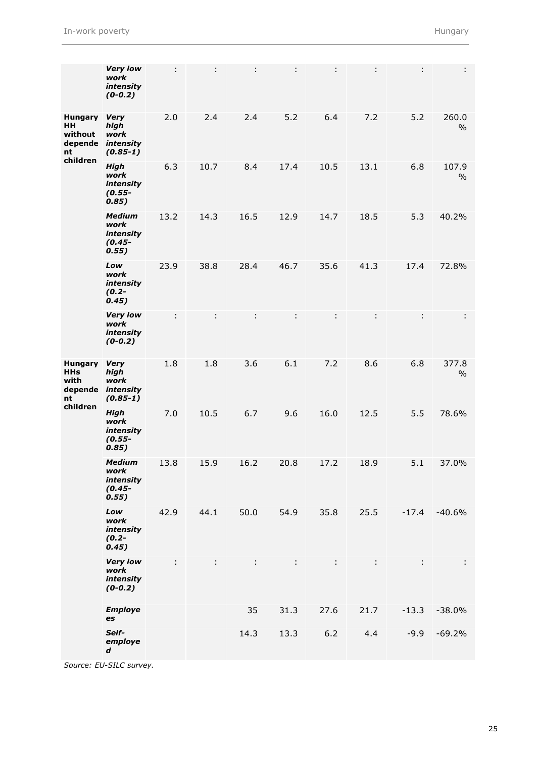| | | | | | | | | | |
|---|---|---|---|---|---|---|---|---|---|
| | ***Very low work intensity (0-0.2)*** | : | : | : | : | : | : | : | : |
| **Hungary HH without dependent children** | ***Very high work intensity (0.85-1)*** | 2.0 | 2.4 | 2.4 | 5.2 | 6.4 | 7.2 | 5.2 | 260.0 % |
| | ***High work intensity (0.55-0.85)*** | 6.3 | 10.7 | 8.4 | 17.4 | 10.5 | 13.1 | 6.8 | 107.9 % |
| | ***Medium work intensity (0.45-0.55)*** | 13.2 | 14.3 | 16.5 | 12.9 | 14.7 | 18.5 | 5.3 | 40.2% |
| | ***Low work intensity (0.2-0.45)*** | 23.9 | 38.8 | 28.4 | 46.7 | 35.6 | 41.3 | 17.4 | 72.8% |
| | ***Very low work intensity (0-0.2)*** | : | : | : | : | : | : | : | : |
| **Hungary HHs with dependent children** | ***Very high work intensity (0.85-1)*** | 1.8 | 1.8 | 3.6 | 6.1 | 7.2 | 8.6 | 6.8 | 377.8 % |
| | ***High work intensity (0.55-0.85)*** | 7.0 | 10.5 | 6.7 | 9.6 | 16.0 | 12.5 | 5.5 | 78.6% |
| | ***Medium work intensity (0.45-0.55)*** | 13.8 | 15.9 | 16.2 | 20.8 | 17.2 | 18.9 | 5.1 | 37.0% |
| | ***Low work intensity (0.2-0.45)*** | 42.9 | 44.1 | 50.0 | 54.9 | 35.8 | 25.5 | -17.4 | -40.6% |
| | ***Very low work intensity (0-0.2)*** | : | : | : | : | : | : | : | : |
| | ***Employees*** | | | 35 | 31.3 | 27.6 | 21.7 | -13.3 | -38.0% |
| | ***Self-employed*** | | | 14.3 | 13.3 | 6.2 | 4.4 | -9.9 | -69.2% |

*Source: EU-SILC survey.*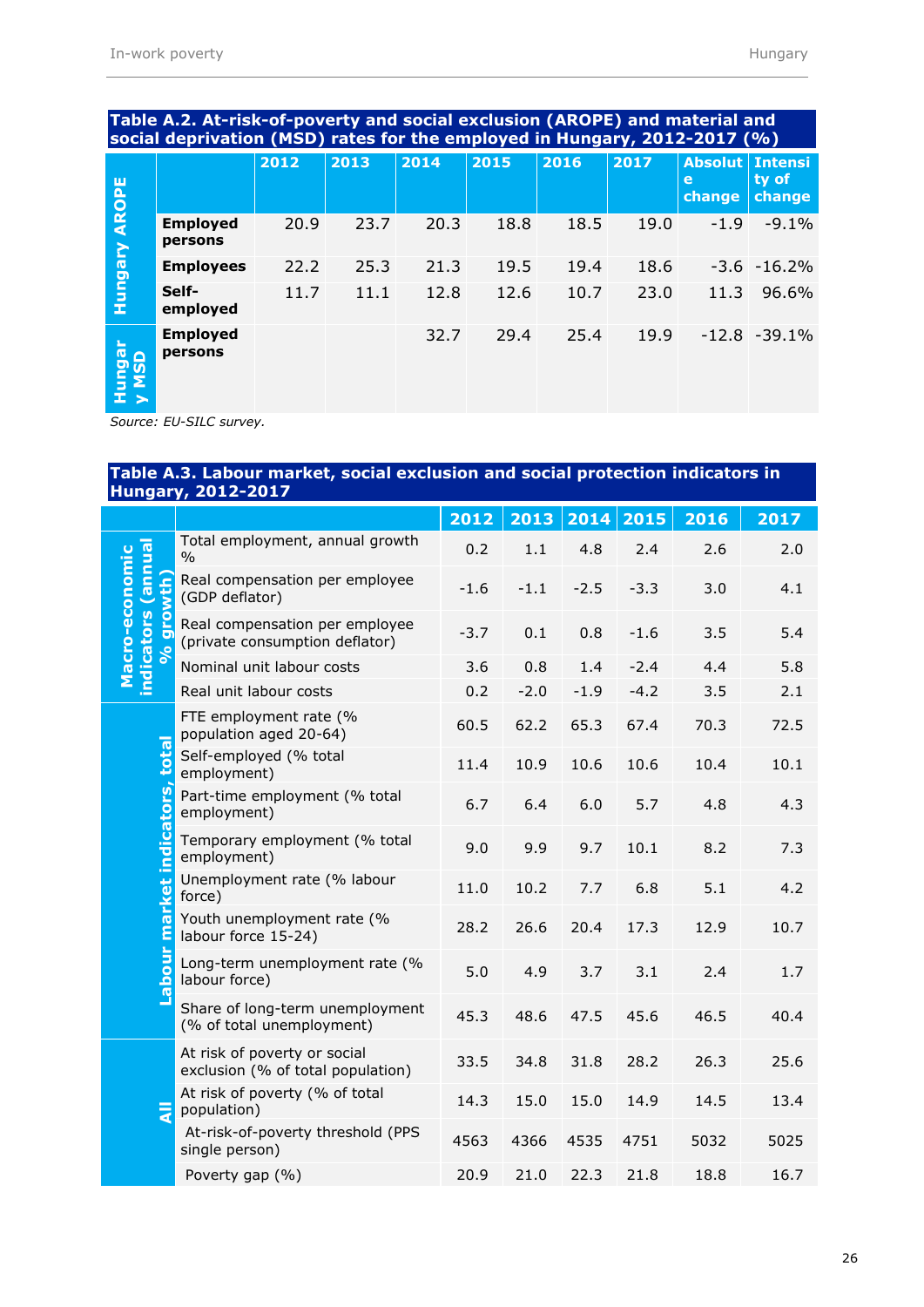**Table A.2. At-risk-of-poverty and social exclusion (AROPE) and material and social deprivation (MSD) rates for the employed in Hungary, 2012-2017 (%)**

| | | 2012 | 2013 | 2014 | 2015 | 2016 | 2017 | Absolute change | Intensity of change |
|---|---|---|---|---|---|---|---|---|---|
| Hungary AROPE | Employed persons | 20.9 | 23.7 | 20.3 | 18.8 | 18.5 | 19.0 | -1.9 | -9.1% |
| | Employees | 22.2 | 25.3 | 21.3 | 19.5 | 19.4 | 18.6 | -3.6 | -16.2% |
| | Self-employed | 11.7 | 11.1 | 12.8 | 12.6 | 10.7 | 23.0 | 11.3 | 96.6% |
| Hungary MSD | Employed persons | | | 32.7 | 29.4 | 25.4 | 19.9 | -12.8 | -39.1% |

*Source: EU-SILC survey.*

**Table A.3. Labour market, social exclusion and social protection indicators in Hungary, 2012-2017**

| | | 2012 | 2013 | 2014 | 2015 | 2016 | 2017 |
|---|---|---|---|---|---|---|---|
| Macro-economic indicators (annual % growth) | Total employment, annual growth % | 0.2 | 1.1 | 4.8 | 2.4 | 2.6 | 2.0 |
| | Real compensation per employee (GDP deflator) | -1.6 | -1.1 | -2.5 | -3.3 | 3.0 | 4.1 |
| | Real compensation per employee (private consumption deflator) | -3.7 | 0.1 | 0.8 | -1.6 | 3.5 | 5.4 |
| | Nominal unit labour costs | 3.6 | 0.8 | 1.4 | -2.4 | 4.4 | 5.8 |
| | Real unit labour costs | 0.2 | -2.0 | -1.9 | -4.2 | 3.5 | 2.1 |
| Labour market indicators, total | FTE employment rate (% population aged 20-64) | 60.5 | 62.2 | 65.3 | 67.4 | 70.3 | 72.5 |
| | Self-employed (% total employment) | 11.4 | 10.9 | 10.6 | 10.6 | 10.4 | 10.1 |
| | Part-time employment (% total employment) | 6.7 | 6.4 | 6.0 | 5.7 | 4.8 | 4.3 |
| | Temporary employment (% total employment) | 9.0 | 9.9 | 9.7 | 10.1 | 8.2 | 7.3 |
| | Unemployment rate (% labour force) | 11.0 | 10.2 | 7.7 | 6.8 | 5.1 | 4.2 |
| | Youth unemployment rate (% labour force 15-24) | 28.2 | 26.6 | 20.4 | 17.3 | 12.9 | 10.7 |
| | Long-term unemployment rate (% labour force) | 5.0 | 4.9 | 3.7 | 3.1 | 2.4 | 1.7 |
| | Share of long-term unemployment (% of total unemployment) | 45.3 | 48.6 | 47.5 | 45.6 | 46.5 | 40.4 |
| All | At risk of poverty or social exclusion (% of total population) | 33.5 | 34.8 | 31.8 | 28.2 | 26.3 | 25.6 |
| | At risk of poverty (% of total population) | 14.3 | 15.0 | 15.0 | 14.9 | 14.5 | 13.4 |
| | At-risk-of-poverty threshold (PPS single person) | 4563 | 4366 | 4535 | 4751 | 5032 | 5025 |
| | Poverty gap (%) | 20.9 | 21.0 | 22.3 | 21.8 | 18.8 | 16.7 |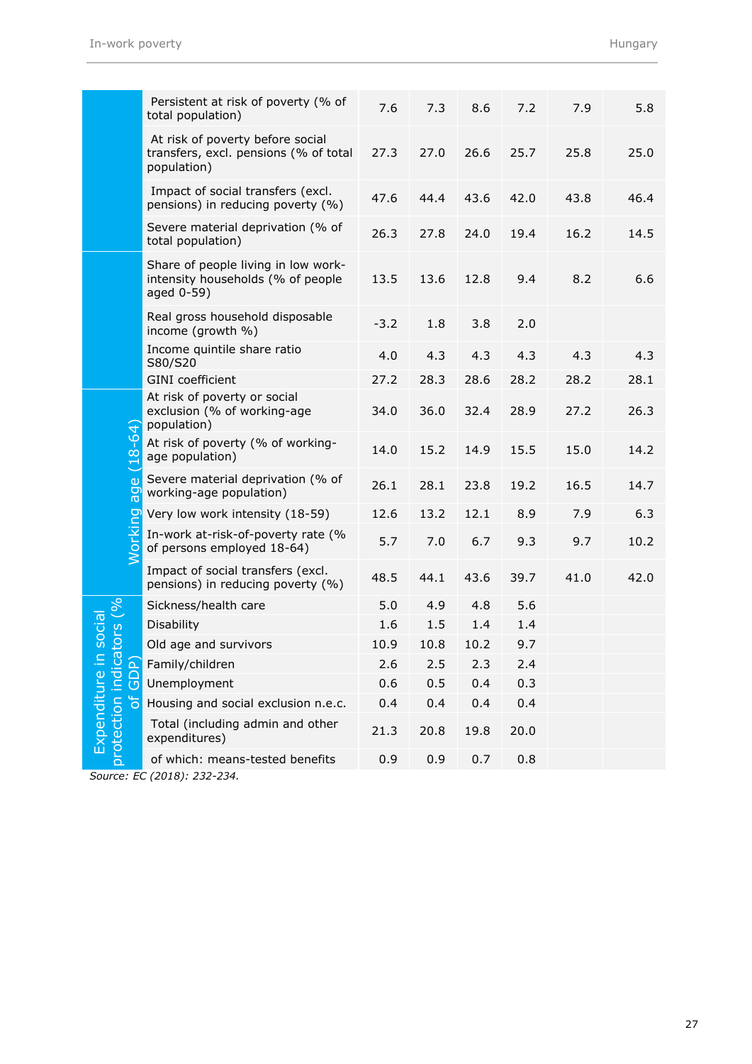| | | | | | | |
|---|---|---|---|---|---|---|
| | Persistent at risk of poverty (% of total population) | 7.6 | 7.3 | 8.6 | 7.2 | 7.9 | 5.8 |
| | At risk of poverty before social transfers, excl. pensions (% of total population) | 27.3 | 27.0 | 26.6 | 25.7 | 25.8 | 25.0 |
| | Impact of social transfers (excl. pensions) in reducing poverty (%) | 47.6 | 44.4 | 43.6 | 42.0 | 43.8 | 46.4 |
| | Severe material deprivation (% of total population) | 26.3 | 27.8 | 24.0 | 19.4 | 16.2 | 14.5 |
| | Share of people living in low work-intensity households (% of people aged 0-59) | 13.5 | 13.6 | 12.8 | 9.4 | 8.2 | 6.6 |
| | Real gross household disposable income (growth %) | -3.2 | 1.8 | 3.8 | 2.0 | | |
| | Income quintile share ratio S80/S20 | 4.0 | 4.3 | 4.3 | 4.3 | 4.3 | 4.3 |
| | GINI coefficient | 27.2 | 28.3 | 28.6 | 28.2 | 28.2 | 28.1 |
| Working age (18-64) | At risk of poverty or social exclusion (% of working-age population) | 34.0 | 36.0 | 32.4 | 28.9 | 27.2 | 26.3 |
| | At risk of poverty (% of working-age population) | 14.0 | 15.2 | 14.9 | 15.5 | 15.0 | 14.2 |
| | Severe material deprivation (% of working-age population) | 26.1 | 28.1 | 23.8 | 19.2 | 16.5 | 14.7 |
| | Very low work intensity (18-59) | 12.6 | 13.2 | 12.1 | 8.9 | 7.9 | 6.3 |
| | In-work at-risk-of-poverty rate (% of persons employed 18-64) | 5.7 | 7.0 | 6.7 | 9.3 | 9.7 | 10.2 |
| | Impact of social transfers (excl. pensions) in reducing poverty (%) | 48.5 | 44.1 | 43.6 | 39.7 | 41.0 | 42.0 |
| Expenditure in social protection indicators (% of GDP) | Sickness/health care | 5.0 | 4.9 | 4.8 | 5.6 | | |
| | Disability | 1.6 | 1.5 | 1.4 | 1.4 | | |
| | Old age and survivors | 10.9 | 10.8 | 10.2 | 9.7 | | |
| | Family/children | 2.6 | 2.5 | 2.3 | 2.4 | | |
| | Unemployment | 0.6 | 0.5 | 0.4 | 0.3 | | |
| | Housing and social exclusion n.e.c. | 0.4 | 0.4 | 0.4 | 0.4 | | |
| | Total (including admin and other expenditures) | 21.3 | 20.8 | 19.8 | 20.0 | | |
| | of which: means-tested benefits | 0.9 | 0.9 | 0.7 | 0.8 | | |

*Source: EC (2018): 232-234.*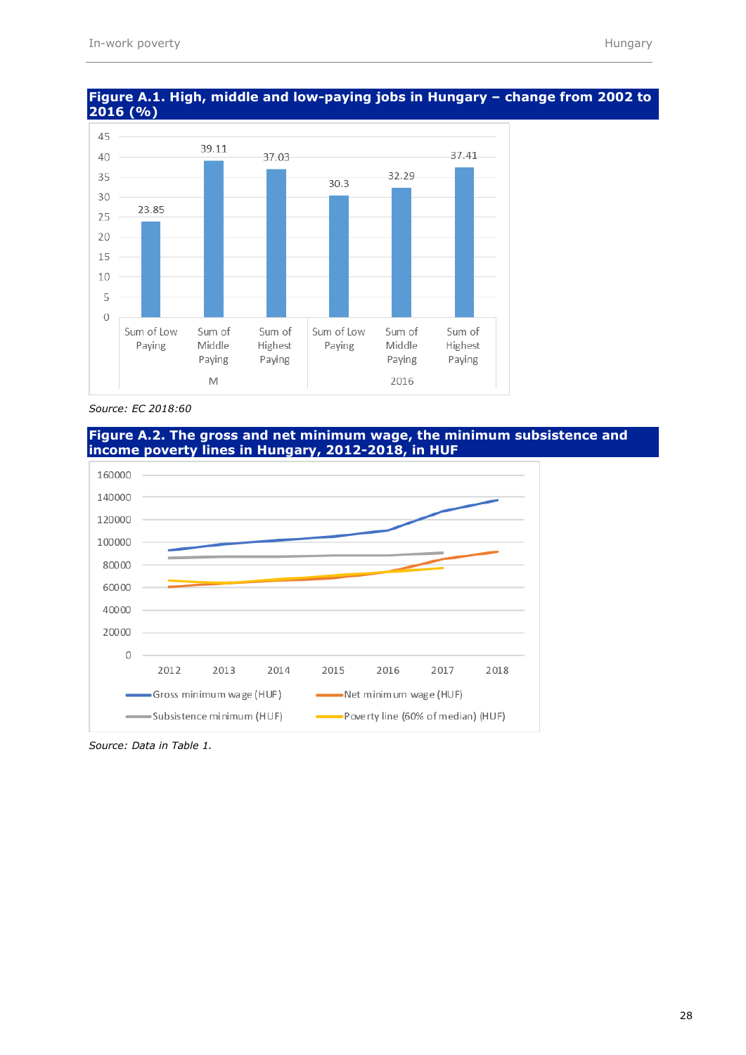**Figure A.1. High, middle and low-paying jobs in Hungary – change from 2002 to 2016 (%)**

| | Sum of Low Paying | Sum of Middle Paying | Sum of Highest Paying |
|---|---|---|---|
| M | 23.85 | 39.11 | 37.03 |
| 2016 | 30.3 | 32.29 | 37.41 |

*Source: EC 2018:60*

**Figure A.2. The gross and net minimum wage, the minimum subsistence and income poverty lines in Hungary, 2012-2018, in HUF**

Legend: Gross minimum wage (HUF); Net minimum wage (HUF); Subsistence minimum (HUF); Poverty line (60% of median) (HUF)

*Source: Data in Table 1.*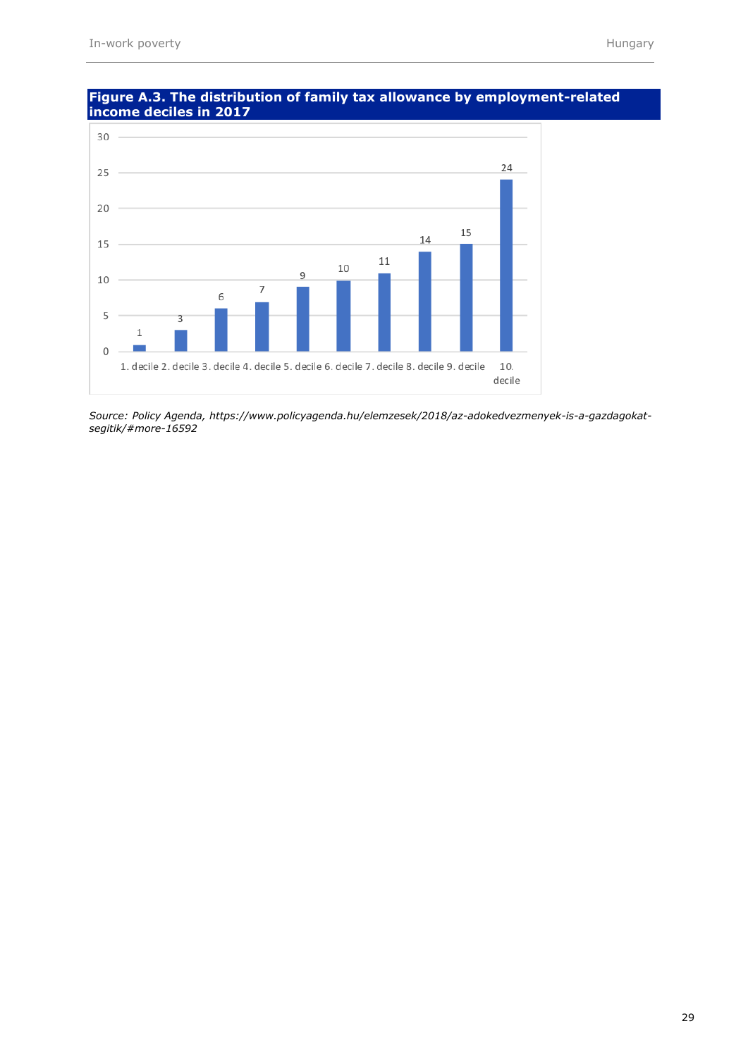**Figure A.3. The distribution of family tax allowance by employment-related income deciles in 2017**

| Decile | Value |
|---|---|
| 1. decile | 1 |
| 2. decile | 3 |
| 3. decile | 6 |
| 4. decile | 7 |
| 5. decile | 9 |
| 6. decile | 10 |
| 7. decile | 11 |
| 8. decile | 14 |
| 9. decile | 15 |
| 10. decile | 24 |

*Source: Policy Agenda, https://www.policyagenda.hu/elemzesek/2018/az-adokedvezmenyek-is-a-gazdagokat-segitik/#more-16592*